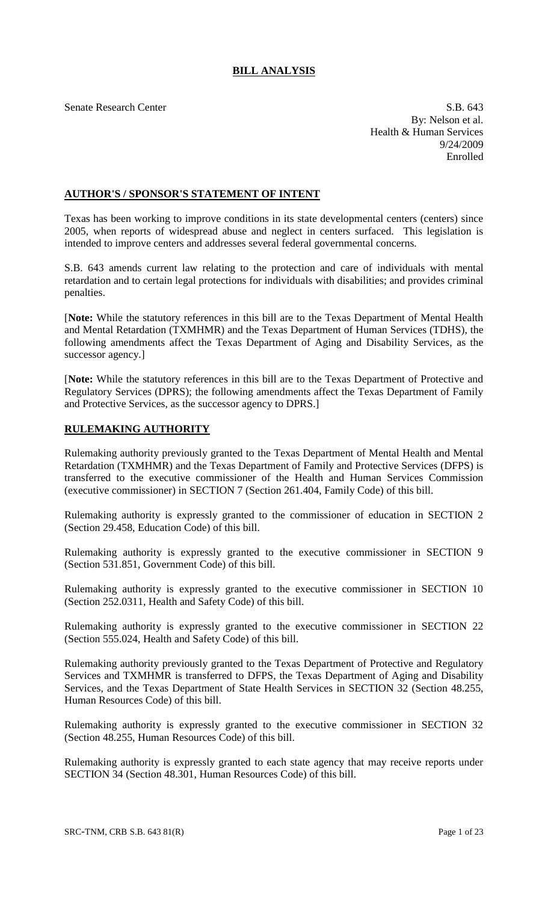# BILL ANALYSIS

Senate Research Center

S.B. 643
By: Nelson et al.
Health & Human Services
9/24/2009
Enrolled

## AUTHOR'S / SPONSOR'S STATEMENT OF INTENT

Texas has been working to improve conditions in its state developmental centers (centers) since 2005, when reports of widespread abuse and neglect in centers surfaced. This legislation is intended to improve centers and addresses several federal governmental concerns.

S.B. 643 amends current law relating to the protection and care of individuals with mental retardation and to certain legal protections for individuals with disabilities; and provides criminal penalties.

[**Note:** While the statutory references in this bill are to the Texas Department of Mental Health and Mental Retardation (TXMHMR) and the Texas Department of Human Services (TDHS), the following amendments affect the Texas Department of Aging and Disability Services, as the successor agency.]

[**Note:** While the statutory references in this bill are to the Texas Department of Protective and Regulatory Services (DPRS); the following amendments affect the Texas Department of Family and Protective Services, as the successor agency to DPRS.]

## RULEMAKING AUTHORITY

Rulemaking authority previously granted to the Texas Department of Mental Health and Mental Retardation (TXMHMR) and the Texas Department of Family and Protective Services (DFPS) is transferred to the executive commissioner of the Health and Human Services Commission (executive commissioner) in SECTION 7 (Section 261.404, Family Code) of this bill.

Rulemaking authority is expressly granted to the commissioner of education in SECTION 2 (Section 29.458, Education Code) of this bill.

Rulemaking authority is expressly granted to the executive commissioner in SECTION 9 (Section 531.851, Government Code) of this bill.

Rulemaking authority is expressly granted to the executive commissioner in SECTION 10 (Section 252.0311, Health and Safety Code) of this bill.

Rulemaking authority is expressly granted to the executive commissioner in SECTION 22 (Section 555.024, Health and Safety Code) of this bill.

Rulemaking authority previously granted to the Texas Department of Protective and Regulatory Services and TXMHMR is transferred to DFPS, the Texas Department of Aging and Disability Services, and the Texas Department of State Health Services in SECTION 32 (Section 48.255, Human Resources Code) of this bill.

Rulemaking authority is expressly granted to the executive commissioner in SECTION 32 (Section 48.255, Human Resources Code) of this bill.

Rulemaking authority is expressly granted to each state agency that may receive reports under SECTION 34 (Section 48.301, Human Resources Code) of this bill.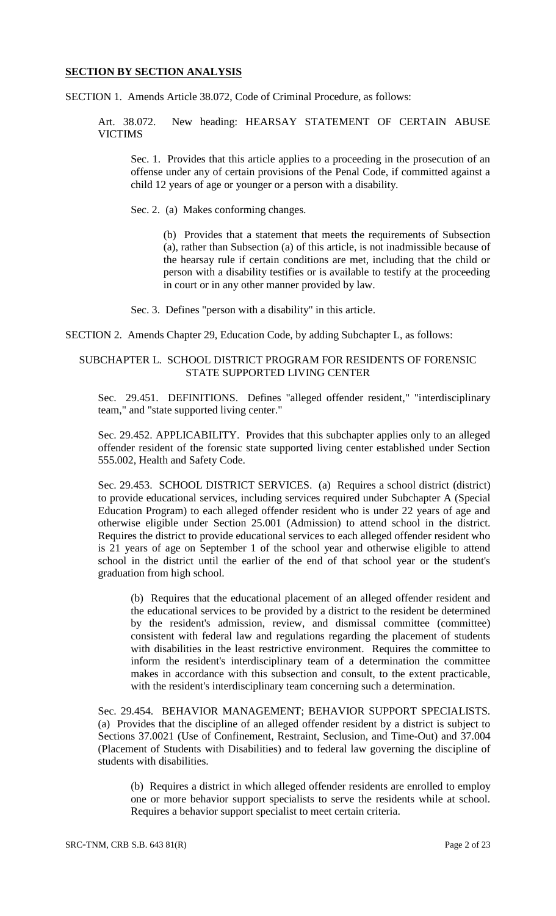## SECTION BY SECTION ANALYSIS

SECTION 1. Amends Article 38.072, Code of Criminal Procedure, as follows:

> Art. 38.072. New heading: HEARSAY STATEMENT OF CERTAIN ABUSE VICTIMS
>
> > Sec. 1. Provides that this article applies to a proceeding in the prosecution of an offense under any of certain provisions of the Penal Code, if committed against a child 12 years of age or younger or a person with a disability.
> >
> > Sec. 2. (a) Makes conforming changes.
> >
> > > (b) Provides that a statement that meets the requirements of Subsection (a), rather than Subsection (a) of this article, is not inadmissible because of the hearsay rule if certain conditions are met, including that the child or person with a disability testifies or is available to testify at the proceeding in court or in any other manner provided by law.
> >
> > Sec. 3. Defines "person with a disability" in this article.

SECTION 2. Amends Chapter 29, Education Code, by adding Subchapter L, as follows:

### SUBCHAPTER L. SCHOOL DISTRICT PROGRAM FOR RESIDENTS OF FORENSIC STATE SUPPORTED LIVING CENTER

> Sec. 29.451. DEFINITIONS. Defines "alleged offender resident," "interdisciplinary team," and "state supported living center."
>
> Sec. 29.452. APPLICABILITY. Provides that this subchapter applies only to an alleged offender resident of the forensic state supported living center established under Section 555.002, Health and Safety Code.
>
> Sec. 29.453. SCHOOL DISTRICT SERVICES. (a) Requires a school district (district) to provide educational services, including services required under Subchapter A (Special Education Program) to each alleged offender resident who is under 22 years of age and otherwise eligible under Section 25.001 (Admission) to attend school in the district. Requires the district to provide educational services to each alleged offender resident who is 21 years of age on September 1 of the school year and otherwise eligible to attend school in the district until the earlier of the end of that school year or the student's graduation from high school.
>
> > (b) Requires that the educational placement of an alleged offender resident and the educational services to be provided by a district to the resident be determined by the resident's admission, review, and dismissal committee (committee) consistent with federal law and regulations regarding the placement of students with disabilities in the least restrictive environment. Requires the committee to inform the resident's interdisciplinary team of a determination the committee makes in accordance with this subsection and consult, to the extent practicable, with the resident's interdisciplinary team concerning such a determination.
>
> Sec. 29.454. BEHAVIOR MANAGEMENT; BEHAVIOR SUPPORT SPECIALISTS. (a) Provides that the discipline of an alleged offender resident by a district is subject to Sections 37.0021 (Use of Confinement, Restraint, Seclusion, and Time-Out) and 37.004 (Placement of Students with Disabilities) and to federal law governing the discipline of students with disabilities.
>
> > (b) Requires a district in which alleged offender residents are enrolled to employ one or more behavior support specialists to serve the residents while at school. Requires a behavior support specialist to meet certain criteria.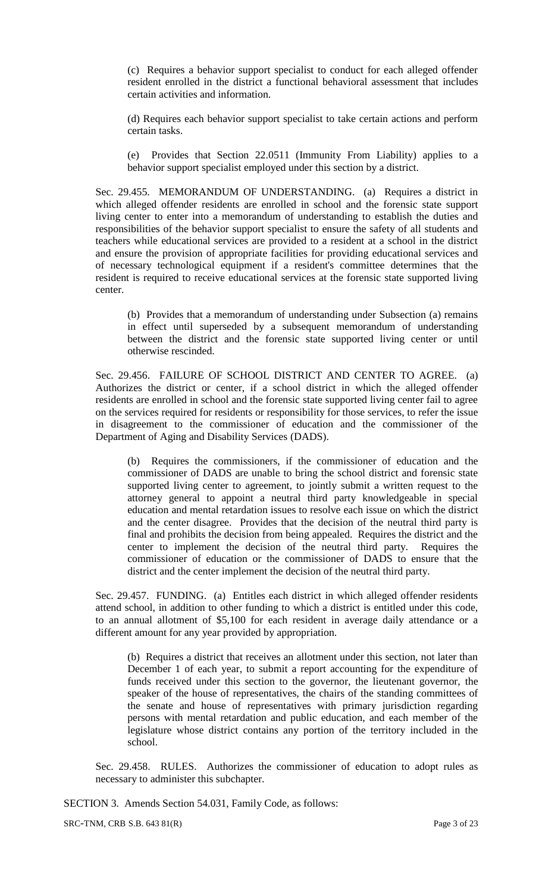(c) Requires a behavior support specialist to conduct for each alleged offender resident enrolled in the district a functional behavioral assessment that includes certain activities and information.

(d) Requires each behavior support specialist to take certain actions and perform certain tasks.

(e) Provides that Section 22.0511 (Immunity From Liability) applies to a behavior support specialist employed under this section by a district.

Sec. 29.455. MEMORANDUM OF UNDERSTANDING. (a) Requires a district in which alleged offender residents are enrolled in school and the forensic state support living center to enter into a memorandum of understanding to establish the duties and responsibilities of the behavior support specialist to ensure the safety of all students and teachers while educational services are provided to a resident at a school in the district and ensure the provision of appropriate facilities for providing educational services and of necessary technological equipment if a resident's committee determines that the resident is required to receive educational services at the forensic state supported living center.

(b) Provides that a memorandum of understanding under Subsection (a) remains in effect until superseded by a subsequent memorandum of understanding between the district and the forensic state supported living center or until otherwise rescinded.

Sec. 29.456. FAILURE OF SCHOOL DISTRICT AND CENTER TO AGREE. (a) Authorizes the district or center, if a school district in which the alleged offender residents are enrolled in school and the forensic state supported living center fail to agree on the services required for residents or responsibility for those services, to refer the issue in disagreement to the commissioner of education and the commissioner of the Department of Aging and Disability Services (DADS).

(b) Requires the commissioners, if the commissioner of education and the commissioner of DADS are unable to bring the school district and forensic state supported living center to agreement, to jointly submit a written request to the attorney general to appoint a neutral third party knowledgeable in special education and mental retardation issues to resolve each issue on which the district and the center disagree. Provides that the decision of the neutral third party is final and prohibits the decision from being appealed. Requires the district and the center to implement the decision of the neutral third party. Requires the commissioner of education or the commissioner of DADS to ensure that the district and the center implement the decision of the neutral third party.

Sec. 29.457. FUNDING. (a) Entitles each district in which alleged offender residents attend school, in addition to other funding to which a district is entitled under this code, to an annual allotment of $5,100 for each resident in average daily attendance or a different amount for any year provided by appropriation.

(b) Requires a district that receives an allotment under this section, not later than December 1 of each year, to submit a report accounting for the expenditure of funds received under this section to the governor, the lieutenant governor, the speaker of the house of representatives, the chairs of the standing committees of the senate and house of representatives with primary jurisdiction regarding persons with mental retardation and public education, and each member of the legislature whose district contains any portion of the territory included in the school.

Sec. 29.458. RULES. Authorizes the commissioner of education to adopt rules as necessary to administer this subchapter.

SECTION 3. Amends Section 54.031, Family Code, as follows: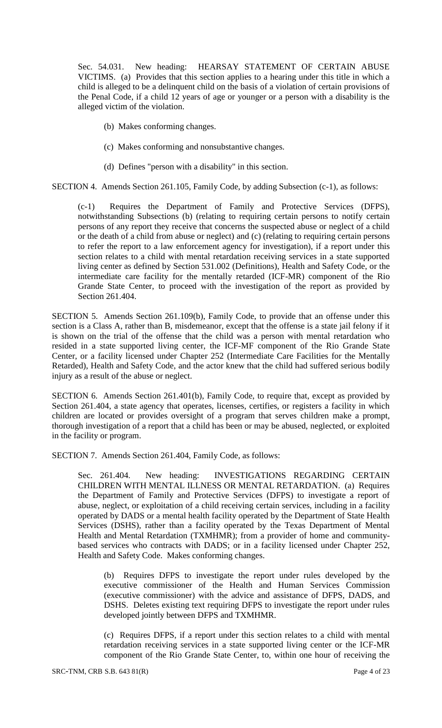Sec. 54.031. New heading: HEARSAY STATEMENT OF CERTAIN ABUSE VICTIMS. (a) Provides that this section applies to a hearing under this title in which a child is alleged to be a delinquent child on the basis of a violation of certain provisions of the Penal Code, if a child 12 years of age or younger or a person with a disability is the alleged victim of the violation.

(b) Makes conforming changes.

(c) Makes conforming and nonsubstantive changes.

(d) Defines "person with a disability" in this section.

SECTION 4. Amends Section 261.105, Family Code, by adding Subsection (c-1), as follows:

(c-1) Requires the Department of Family and Protective Services (DFPS), notwithstanding Subsections (b) (relating to requiring certain persons to notify certain persons of any report they receive that concerns the suspected abuse or neglect of a child or the death of a child from abuse or neglect) and (c) (relating to requiring certain persons to refer the report to a law enforcement agency for investigation), if a report under this section relates to a child with mental retardation receiving services in a state supported living center as defined by Section 531.002 (Definitions), Health and Safety Code, or the intermediate care facility for the mentally retarded (ICF-MR) component of the Rio Grande State Center, to proceed with the investigation of the report as provided by Section 261.404.

SECTION 5. Amends Section 261.109(b), Family Code, to provide that an offense under this section is a Class A, rather than B, misdemeanor, except that the offense is a state jail felony if it is shown on the trial of the offense that the child was a person with mental retardation who resided in a state supported living center, the ICF-MF component of the Rio Grande State Center, or a facility licensed under Chapter 252 (Intermediate Care Facilities for the Mentally Retarded), Health and Safety Code, and the actor knew that the child had suffered serious bodily injury as a result of the abuse or neglect.

SECTION 6. Amends Section 261.401(b), Family Code, to require that, except as provided by Section 261.404, a state agency that operates, licenses, certifies, or registers a facility in which children are located or provides oversight of a program that serves children make a prompt, thorough investigation of a report that a child has been or may be abused, neglected, or exploited in the facility or program.

SECTION 7. Amends Section 261.404, Family Code, as follows:

Sec. 261.404. New heading: INVESTIGATIONS REGARDING CERTAIN CHILDREN WITH MENTAL ILLNESS OR MENTAL RETARDATION. (a) Requires the Department of Family and Protective Services (DFPS) to investigate a report of abuse, neglect, or exploitation of a child receiving certain services, including in a facility operated by DADS or a mental health facility operated by the Department of State Health Services (DSHS), rather than a facility operated by the Texas Department of Mental Health and Mental Retardation (TXMHMR); from a provider of home and community-based services who contracts with DADS; or in a facility licensed under Chapter 252, Health and Safety Code. Makes conforming changes.

(b) Requires DFPS to investigate the report under rules developed by the executive commissioner of the Health and Human Services Commission (executive commissioner) with the advice and assistance of DFPS, DADS, and DSHS. Deletes existing text requiring DFPS to investigate the report under rules developed jointly between DFPS and TXMHMR.

(c) Requires DFPS, if a report under this section relates to a child with mental retardation receiving services in a state supported living center or the ICF-MR component of the Rio Grande State Center, to, within one hour of receiving the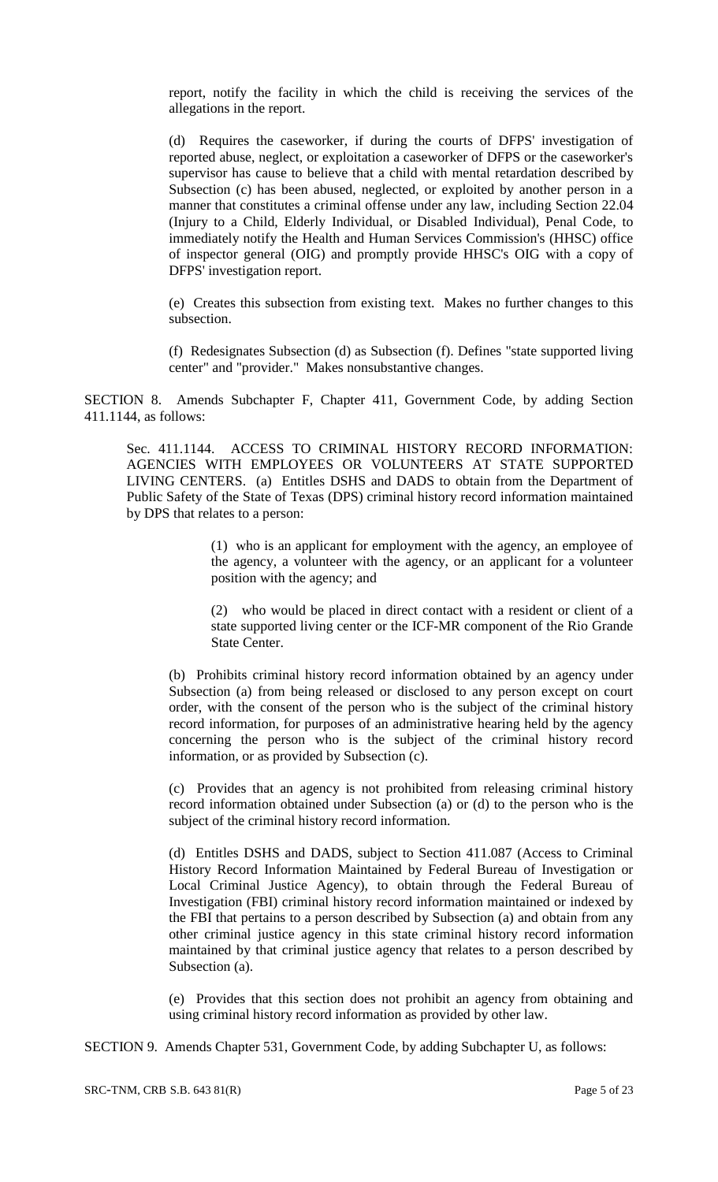report, notify the facility in which the child is receiving the services of the allegations in the report.

(d) Requires the caseworker, if during the courts of DFPS' investigation of reported abuse, neglect, or exploitation a caseworker of DFPS or the caseworker's supervisor has cause to believe that a child with mental retardation described by Subsection (c) has been abused, neglected, or exploited by another person in a manner that constitutes a criminal offense under any law, including Section 22.04 (Injury to a Child, Elderly Individual, or Disabled Individual), Penal Code, to immediately notify the Health and Human Services Commission's (HHSC) office of inspector general (OIG) and promptly provide HHSC's OIG with a copy of DFPS' investigation report.

(e) Creates this subsection from existing text. Makes no further changes to this subsection.

(f) Redesignates Subsection (d) as Subsection (f). Defines "state supported living center" and "provider." Makes nonsubstantive changes.

SECTION 8. Amends Subchapter F, Chapter 411, Government Code, by adding Section 411.1144, as follows:

Sec. 411.1144. ACCESS TO CRIMINAL HISTORY RECORD INFORMATION: AGENCIES WITH EMPLOYEES OR VOLUNTEERS AT STATE SUPPORTED LIVING CENTERS. (a) Entitles DSHS and DADS to obtain from the Department of Public Safety of the State of Texas (DPS) criminal history record information maintained by DPS that relates to a person:

(1) who is an applicant for employment with the agency, an employee of the agency, a volunteer with the agency, or an applicant for a volunteer position with the agency; and

(2) who would be placed in direct contact with a resident or client of a state supported living center or the ICF-MR component of the Rio Grande State Center.

(b) Prohibits criminal history record information obtained by an agency under Subsection (a) from being released or disclosed to any person except on court order, with the consent of the person who is the subject of the criminal history record information, for purposes of an administrative hearing held by the agency concerning the person who is the subject of the criminal history record information, or as provided by Subsection (c).

(c) Provides that an agency is not prohibited from releasing criminal history record information obtained under Subsection (a) or (d) to the person who is the subject of the criminal history record information.

(d) Entitles DSHS and DADS, subject to Section 411.087 (Access to Criminal History Record Information Maintained by Federal Bureau of Investigation or Local Criminal Justice Agency), to obtain through the Federal Bureau of Investigation (FBI) criminal history record information maintained or indexed by the FBI that pertains to a person described by Subsection (a) and obtain from any other criminal justice agency in this state criminal history record information maintained by that criminal justice agency that relates to a person described by Subsection (a).

(e) Provides that this section does not prohibit an agency from obtaining and using criminal history record information as provided by other law.

SECTION 9. Amends Chapter 531, Government Code, by adding Subchapter U, as follows: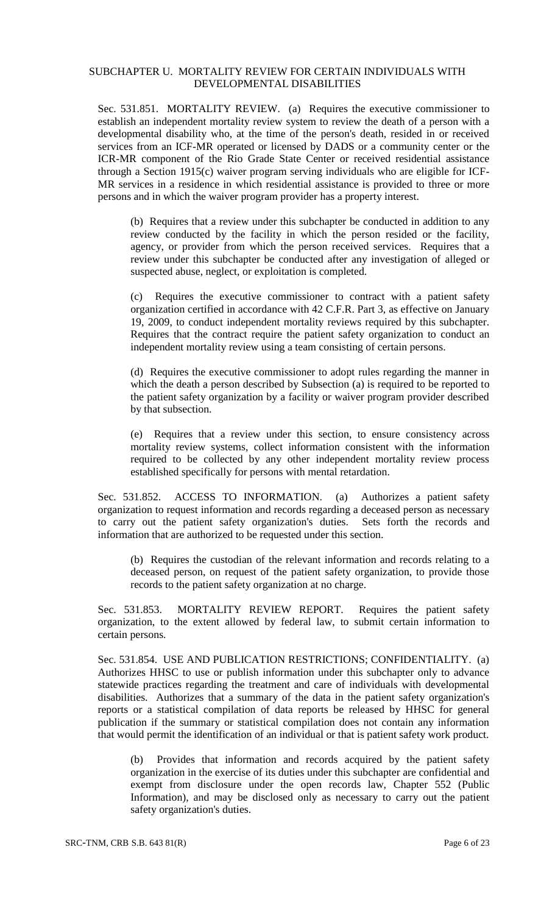## SUBCHAPTER U. MORTALITY REVIEW FOR CERTAIN INDIVIDUALS WITH DEVELOPMENTAL DISABILITIES

Sec. 531.851. MORTALITY REVIEW. (a) Requires the executive commissioner to establish an independent mortality review system to review the death of a person with a developmental disability who, at the time of the person's death, resided in or received services from an ICF-MR operated or licensed by DADS or a community center or the ICR-MR component of the Rio Grade State Center or received residential assistance through a Section 1915(c) waiver program serving individuals who are eligible for ICF-MR services in a residence in which residential assistance is provided to three or more persons and in which the waiver program provider has a property interest.

(b) Requires that a review under this subchapter be conducted in addition to any review conducted by the facility in which the person resided or the facility, agency, or provider from which the person received services. Requires that a review under this subchapter be conducted after any investigation of alleged or suspected abuse, neglect, or exploitation is completed.

(c) Requires the executive commissioner to contract with a patient safety organization certified in accordance with 42 C.F.R. Part 3, as effective on January 19, 2009, to conduct independent mortality reviews required by this subchapter. Requires that the contract require the patient safety organization to conduct an independent mortality review using a team consisting of certain persons.

(d) Requires the executive commissioner to adopt rules regarding the manner in which the death a person described by Subsection (a) is required to be reported to the patient safety organization by a facility or waiver program provider described by that subsection.

(e) Requires that a review under this section, to ensure consistency across mortality review systems, collect information consistent with the information required to be collected by any other independent mortality review process established specifically for persons with mental retardation.

Sec. 531.852. ACCESS TO INFORMATION. (a) Authorizes a patient safety organization to request information and records regarding a deceased person as necessary to carry out the patient safety organization's duties. Sets forth the records and information that are authorized to be requested under this section.

(b) Requires the custodian of the relevant information and records relating to a deceased person, on request of the patient safety organization, to provide those records to the patient safety organization at no charge.

Sec. 531.853. MORTALITY REVIEW REPORT. Requires the patient safety organization, to the extent allowed by federal law, to submit certain information to certain persons.

Sec. 531.854. USE AND PUBLICATION RESTRICTIONS; CONFIDENTIALITY. (a) Authorizes HHSC to use or publish information under this subchapter only to advance statewide practices regarding the treatment and care of individuals with developmental disabilities. Authorizes that a summary of the data in the patient safety organization's reports or a statistical compilation of data reports be released by HHSC for general publication if the summary or statistical compilation does not contain any information that would permit the identification of an individual or that is patient safety work product.

(b) Provides that information and records acquired by the patient safety organization in the exercise of its duties under this subchapter are confidential and exempt from disclosure under the open records law, Chapter 552 (Public Information), and may be disclosed only as necessary to carry out the patient safety organization's duties.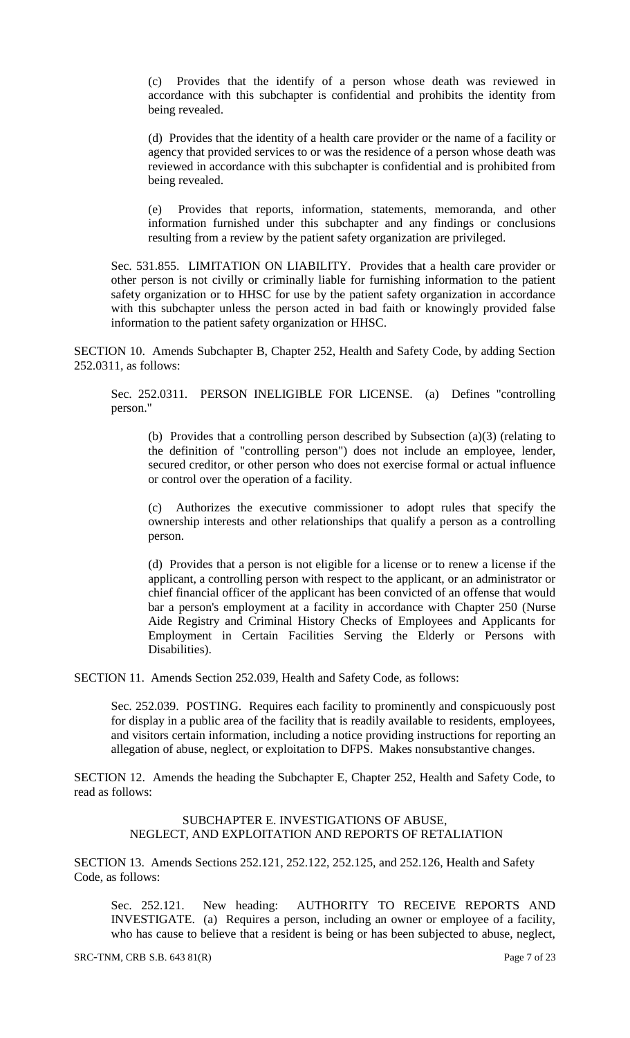(c) Provides that the identify of a person whose death was reviewed in accordance with this subchapter is confidential and prohibits the identity from being revealed.

(d) Provides that the identity of a health care provider or the name of a facility or agency that provided services to or was the residence of a person whose death was reviewed in accordance with this subchapter is confidential and is prohibited from being revealed.

(e) Provides that reports, information, statements, memoranda, and other information furnished under this subchapter and any findings or conclusions resulting from a review by the patient safety organization are privileged.

Sec. 531.855. LIMITATION ON LIABILITY. Provides that a health care provider or other person is not civilly or criminally liable for furnishing information to the patient safety organization or to HHSC for use by the patient safety organization in accordance with this subchapter unless the person acted in bad faith or knowingly provided false information to the patient safety organization or HHSC.

SECTION 10. Amends Subchapter B, Chapter 252, Health and Safety Code, by adding Section 252.0311, as follows:

Sec. 252.0311. PERSON INELIGIBLE FOR LICENSE. (a) Defines "controlling person."

(b) Provides that a controlling person described by Subsection (a)(3) (relating to the definition of "controlling person") does not include an employee, lender, secured creditor, or other person who does not exercise formal or actual influence or control over the operation of a facility.

(c) Authorizes the executive commissioner to adopt rules that specify the ownership interests and other relationships that qualify a person as a controlling person.

(d) Provides that a person is not eligible for a license or to renew a license if the applicant, a controlling person with respect to the applicant, or an administrator or chief financial officer of the applicant has been convicted of an offense that would bar a person's employment at a facility in accordance with Chapter 250 (Nurse Aide Registry and Criminal History Checks of Employees and Applicants for Employment in Certain Facilities Serving the Elderly or Persons with Disabilities).

SECTION 11. Amends Section 252.039, Health and Safety Code, as follows:

Sec. 252.039. POSTING. Requires each facility to prominently and conspicuously post for display in a public area of the facility that is readily available to residents, employees, and visitors certain information, including a notice providing instructions for reporting an allegation of abuse, neglect, or exploitation to DFPS. Makes nonsubstantive changes.

SECTION 12. Amends the heading the Subchapter E, Chapter 252, Health and Safety Code, to read as follows:

SUBCHAPTER E. INVESTIGATIONS OF ABUSE, NEGLECT, AND EXPLOITATION AND REPORTS OF RETALIATION

SECTION 13. Amends Sections 252.121, 252.122, 252.125, and 252.126, Health and Safety Code, as follows:

Sec. 252.121. New heading: AUTHORITY TO RECEIVE REPORTS AND INVESTIGATE. (a) Requires a person, including an owner or employee of a facility, who has cause to believe that a resident is being or has been subjected to abuse, neglect,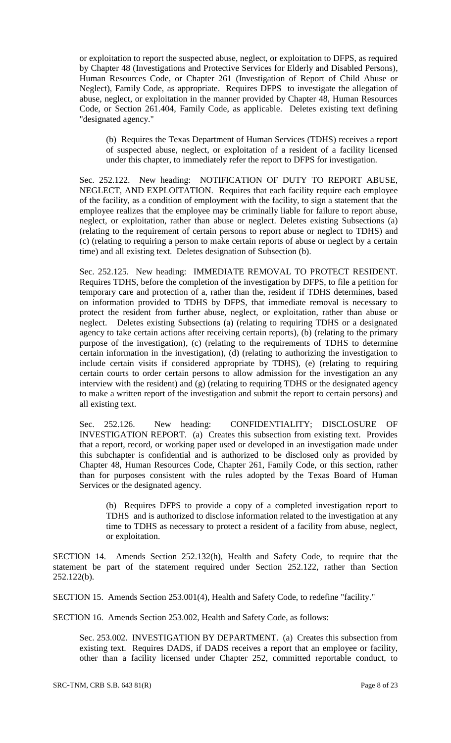or exploitation to report the suspected abuse, neglect, or exploitation to DFPS, as required by Chapter 48 (Investigations and Protective Services for Elderly and Disabled Persons), Human Resources Code, or Chapter 261 (Investigation of Report of Child Abuse or Neglect), Family Code, as appropriate. Requires DFPS to investigate the allegation of abuse, neglect, or exploitation in the manner provided by Chapter 48, Human Resources Code, or Section 261.404, Family Code, as applicable. Deletes existing text defining "designated agency."

> (b) Requires the Texas Department of Human Services (TDHS) receives a report of suspected abuse, neglect, or exploitation of a resident of a facility licensed under this chapter, to immediately refer the report to DFPS for investigation.

Sec. 252.122. New heading: NOTIFICATION OF DUTY TO REPORT ABUSE, NEGLECT, AND EXPLOITATION. Requires that each facility require each employee of the facility, as a condition of employment with the facility, to sign a statement that the employee realizes that the employee may be criminally liable for failure to report abuse, neglect, or exploitation, rather than abuse or neglect. Deletes existing Subsections (a) (relating to the requirement of certain persons to report abuse or neglect to TDHS) and (c) (relating to requiring a person to make certain reports of abuse or neglect by a certain time) and all existing text. Deletes designation of Subsection (b).

Sec. 252.125. New heading: IMMEDIATE REMOVAL TO PROTECT RESIDENT. Requires TDHS, before the completion of the investigation by DFPS, to file a petition for temporary care and protection of a, rather than the, resident if TDHS determines, based on information provided to TDHS by DFPS, that immediate removal is necessary to protect the resident from further abuse, neglect, or exploitation, rather than abuse or neglect. Deletes existing Subsections (a) (relating to requiring TDHS or a designated agency to take certain actions after receiving certain reports), (b) (relating to the primary purpose of the investigation), (c) (relating to the requirements of TDHS to determine certain information in the investigation), (d) (relating to authorizing the investigation to include certain visits if considered appropriate by TDHS), (e) (relating to requiring certain courts to order certain persons to allow admission for the investigation an any interview with the resident) and (g) (relating to requiring TDHS or the designated agency to make a written report of the investigation and submit the report to certain persons) and all existing text.

Sec. 252.126. New heading: CONFIDENTIALITY; DISCLOSURE OF INVESTIGATION REPORT. (a) Creates this subsection from existing text. Provides that a report, record, or working paper used or developed in an investigation made under this subchapter is confidential and is authorized to be disclosed only as provided by Chapter 48, Human Resources Code, Chapter 261, Family Code, or this section, rather than for purposes consistent with the rules adopted by the Texas Board of Human Services or the designated agency.

> (b) Requires DFPS to provide a copy of a completed investigation report to TDHS and is authorized to disclose information related to the investigation at any time to TDHS as necessary to protect a resident of a facility from abuse, neglect, or exploitation.

SECTION 14. Amends Section 252.132(h), Health and Safety Code, to require that the statement be part of the statement required under Section 252.122, rather than Section 252.122(b).

SECTION 15. Amends Section 253.001(4), Health and Safety Code, to redefine "facility."

SECTION 16. Amends Section 253.002, Health and Safety Code, as follows:

> Sec. 253.002. INVESTIGATION BY DEPARTMENT. (a) Creates this subsection from existing text. Requires DADS, if DADS receives a report that an employee or facility, other than a facility licensed under Chapter 252, committed reportable conduct, to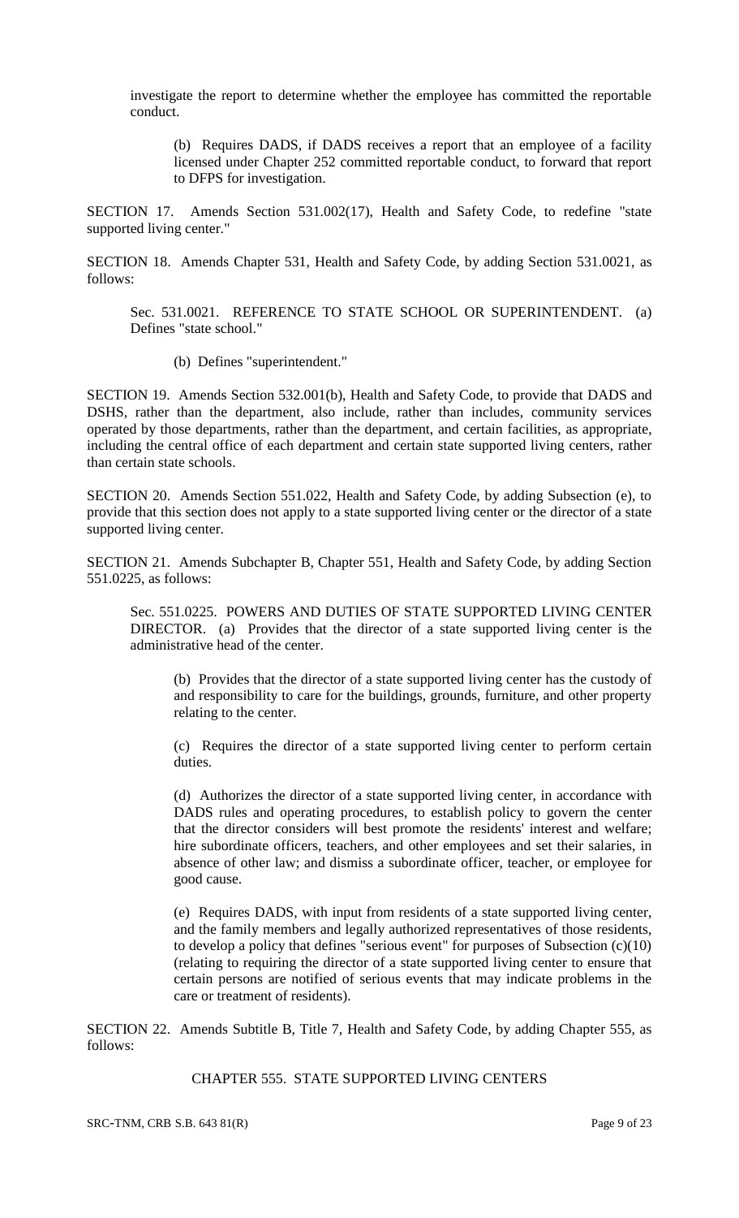investigate the report to determine whether the employee has committed the reportable conduct.

(b) Requires DADS, if DADS receives a report that an employee of a facility licensed under Chapter 252 committed reportable conduct, to forward that report to DFPS for investigation.

SECTION 17. Amends Section 531.002(17), Health and Safety Code, to redefine "state supported living center."

SECTION 18. Amends Chapter 531, Health and Safety Code, by adding Section 531.0021, as follows:

Sec. 531.0021. REFERENCE TO STATE SCHOOL OR SUPERINTENDENT. (a) Defines "state school."

(b) Defines "superintendent."

SECTION 19. Amends Section 532.001(b), Health and Safety Code, to provide that DADS and DSHS, rather than the department, also include, rather than includes, community services operated by those departments, rather than the department, and certain facilities, as appropriate, including the central office of each department and certain state supported living centers, rather than certain state schools.

SECTION 20. Amends Section 551.022, Health and Safety Code, by adding Subsection (e), to provide that this section does not apply to a state supported living center or the director of a state supported living center.

SECTION 21. Amends Subchapter B, Chapter 551, Health and Safety Code, by adding Section 551.0225, as follows:

Sec. 551.0225. POWERS AND DUTIES OF STATE SUPPORTED LIVING CENTER DIRECTOR. (a) Provides that the director of a state supported living center is the administrative head of the center.

(b) Provides that the director of a state supported living center has the custody of and responsibility to care for the buildings, grounds, furniture, and other property relating to the center.

(c) Requires the director of a state supported living center to perform certain duties.

(d) Authorizes the director of a state supported living center, in accordance with DADS rules and operating procedures, to establish policy to govern the center that the director considers will best promote the residents' interest and welfare; hire subordinate officers, teachers, and other employees and set their salaries, in absence of other law; and dismiss a subordinate officer, teacher, or employee for good cause.

(e) Requires DADS, with input from residents of a state supported living center, and the family members and legally authorized representatives of those residents, to develop a policy that defines "serious event" for purposes of Subsection (c)(10) (relating to requiring the director of a state supported living center to ensure that certain persons are notified of serious events that may indicate problems in the care or treatment of residents).

SECTION 22. Amends Subtitle B, Title 7, Health and Safety Code, by adding Chapter 555, as follows:

CHAPTER 555. STATE SUPPORTED LIVING CENTERS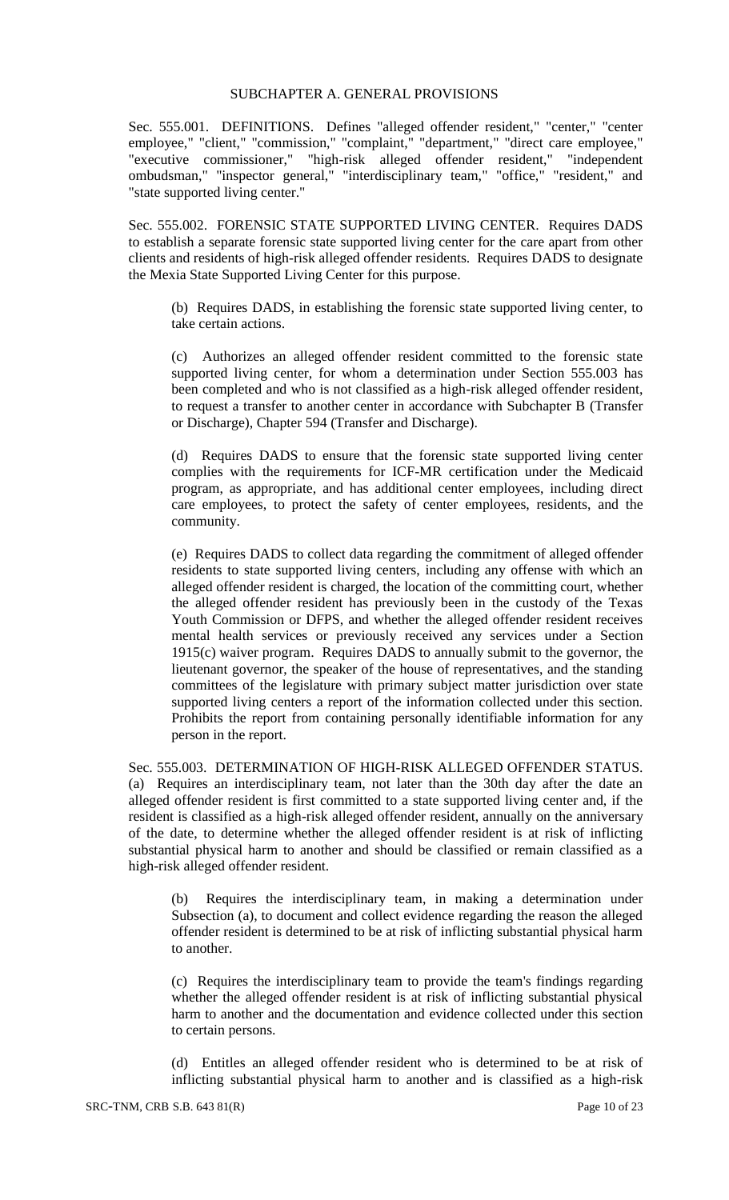## SUBCHAPTER A. GENERAL PROVISIONS

Sec. 555.001. DEFINITIONS. Defines "alleged offender resident," "center," "center employee," "client," "commission," "complaint," "department," "direct care employee," "executive commissioner," "high-risk alleged offender resident," "independent ombudsman," "inspector general," "interdisciplinary team," "office," "resident," and "state supported living center."

Sec. 555.002. FORENSIC STATE SUPPORTED LIVING CENTER. Requires DADS to establish a separate forensic state supported living center for the care apart from other clients and residents of high-risk alleged offender residents. Requires DADS to designate the Mexia State Supported Living Center for this purpose.

(b) Requires DADS, in establishing the forensic state supported living center, to take certain actions.

(c) Authorizes an alleged offender resident committed to the forensic state supported living center, for whom a determination under Section 555.003 has been completed and who is not classified as a high-risk alleged offender resident, to request a transfer to another center in accordance with Subchapter B (Transfer or Discharge), Chapter 594 (Transfer and Discharge).

(d) Requires DADS to ensure that the forensic state supported living center complies with the requirements for ICF-MR certification under the Medicaid program, as appropriate, and has additional center employees, including direct care employees, to protect the safety of center employees, residents, and the community.

(e) Requires DADS to collect data regarding the commitment of alleged offender residents to state supported living centers, including any offense with which an alleged offender resident is charged, the location of the committing court, whether the alleged offender resident has previously been in the custody of the Texas Youth Commission or DFPS, and whether the alleged offender resident receives mental health services or previously received any services under a Section 1915(c) waiver program. Requires DADS to annually submit to the governor, the lieutenant governor, the speaker of the house of representatives, and the standing committees of the legislature with primary subject matter jurisdiction over state supported living centers a report of the information collected under this section. Prohibits the report from containing personally identifiable information for any person in the report.

Sec. 555.003. DETERMINATION OF HIGH-RISK ALLEGED OFFENDER STATUS. (a) Requires an interdisciplinary team, not later than the 30th day after the date an alleged offender resident is first committed to a state supported living center and, if the resident is classified as a high-risk alleged offender resident, annually on the anniversary of the date, to determine whether the alleged offender resident is at risk of inflicting substantial physical harm to another and should be classified or remain classified as a high-risk alleged offender resident.

(b) Requires the interdisciplinary team, in making a determination under Subsection (a), to document and collect evidence regarding the reason the alleged offender resident is determined to be at risk of inflicting substantial physical harm to another.

(c) Requires the interdisciplinary team to provide the team's findings regarding whether the alleged offender resident is at risk of inflicting substantial physical harm to another and the documentation and evidence collected under this section to certain persons.

(d) Entitles an alleged offender resident who is determined to be at risk of inflicting substantial physical harm to another and is classified as a high-risk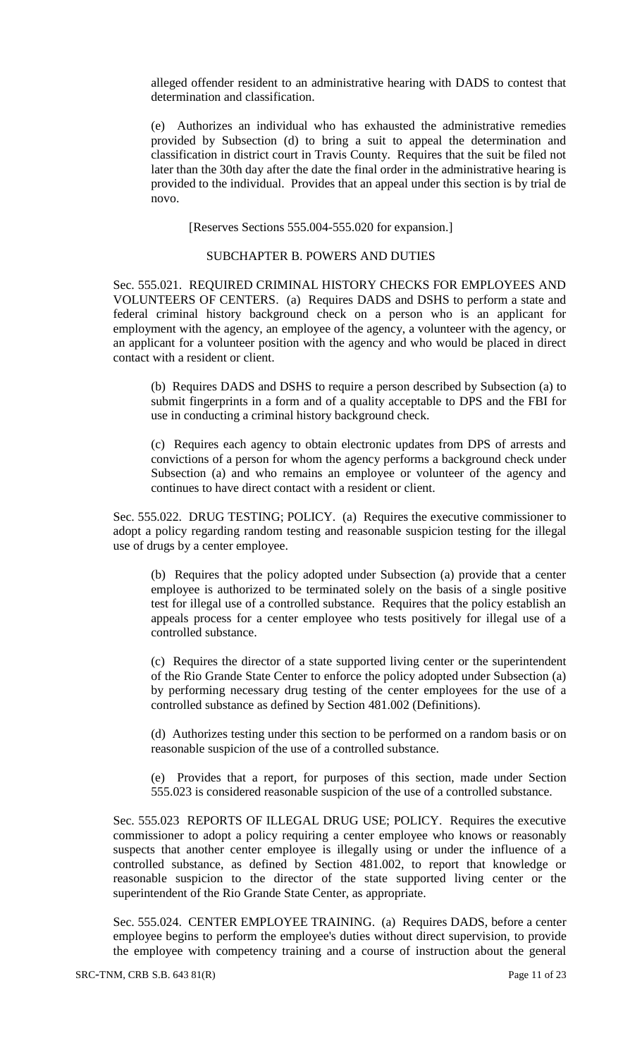alleged offender resident to an administrative hearing with DADS to contest that determination and classification.

(e) Authorizes an individual who has exhausted the administrative remedies provided by Subsection (d) to bring a suit to appeal the determination and classification in district court in Travis County. Requires that the suit be filed not later than the 30th day after the date the final order in the administrative hearing is provided to the individual. Provides that an appeal under this section is by trial de novo.

[Reserves Sections 555.004-555.020 for expansion.]

SUBCHAPTER B. POWERS AND DUTIES

Sec. 555.021. REQUIRED CRIMINAL HISTORY CHECKS FOR EMPLOYEES AND VOLUNTEERS OF CENTERS. (a) Requires DADS and DSHS to perform a state and federal criminal history background check on a person who is an applicant for employment with the agency, an employee of the agency, a volunteer with the agency, or an applicant for a volunteer position with the agency and who would be placed in direct contact with a resident or client.

(b) Requires DADS and DSHS to require a person described by Subsection (a) to submit fingerprints in a form and of a quality acceptable to DPS and the FBI for use in conducting a criminal history background check.

(c) Requires each agency to obtain electronic updates from DPS of arrests and convictions of a person for whom the agency performs a background check under Subsection (a) and who remains an employee or volunteer of the agency and continues to have direct contact with a resident or client.

Sec. 555.022. DRUG TESTING; POLICY. (a) Requires the executive commissioner to adopt a policy regarding random testing and reasonable suspicion testing for the illegal use of drugs by a center employee.

(b) Requires that the policy adopted under Subsection (a) provide that a center employee is authorized to be terminated solely on the basis of a single positive test for illegal use of a controlled substance. Requires that the policy establish an appeals process for a center employee who tests positively for illegal use of a controlled substance.

(c) Requires the director of a state supported living center or the superintendent of the Rio Grande State Center to enforce the policy adopted under Subsection (a) by performing necessary drug testing of the center employees for the use of a controlled substance as defined by Section 481.002 (Definitions).

(d) Authorizes testing under this section to be performed on a random basis or on reasonable suspicion of the use of a controlled substance.

(e) Provides that a report, for purposes of this section, made under Section 555.023 is considered reasonable suspicion of the use of a controlled substance.

Sec. 555.023 REPORTS OF ILLEGAL DRUG USE; POLICY. Requires the executive commissioner to adopt a policy requiring a center employee who knows or reasonably suspects that another center employee is illegally using or under the influence of a controlled substance, as defined by Section 481.002, to report that knowledge or reasonable suspicion to the director of the state supported living center or the superintendent of the Rio Grande State Center, as appropriate.

Sec. 555.024. CENTER EMPLOYEE TRAINING. (a) Requires DADS, before a center employee begins to perform the employee's duties without direct supervision, to provide the employee with competency training and a course of instruction about the general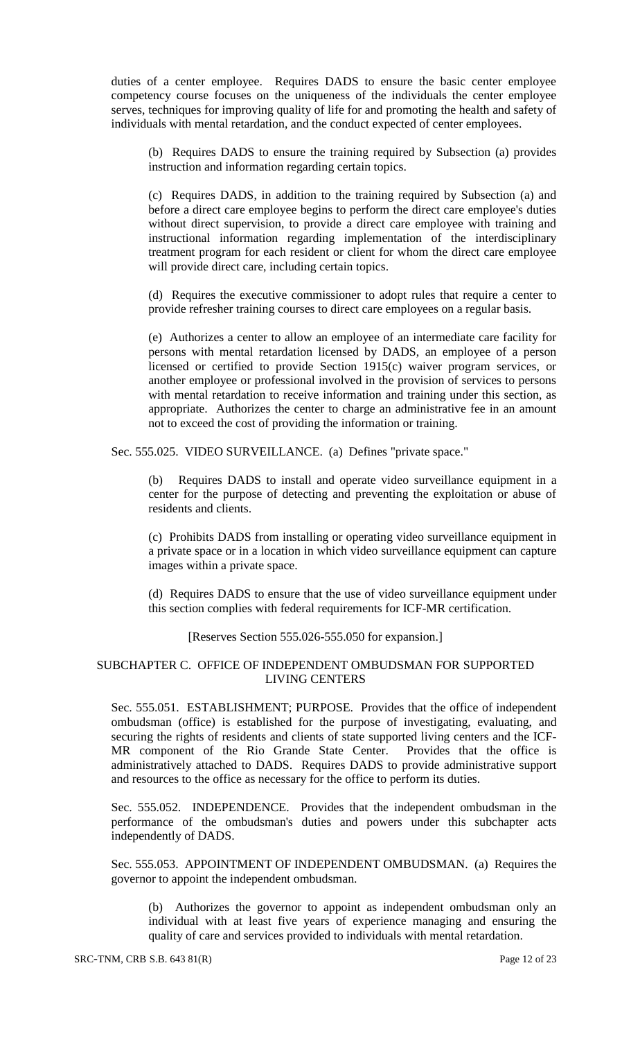duties of a center employee. Requires DADS to ensure the basic center employee competency course focuses on the uniqueness of the individuals the center employee serves, techniques for improving quality of life for and promoting the health and safety of individuals with mental retardation, and the conduct expected of center employees.

(b) Requires DADS to ensure the training required by Subsection (a) provides instruction and information regarding certain topics.

(c) Requires DADS, in addition to the training required by Subsection (a) and before a direct care employee begins to perform the direct care employee's duties without direct supervision, to provide a direct care employee with training and instructional information regarding implementation of the interdisciplinary treatment program for each resident or client for whom the direct care employee will provide direct care, including certain topics.

(d) Requires the executive commissioner to adopt rules that require a center to provide refresher training courses to direct care employees on a regular basis.

(e) Authorizes a center to allow an employee of an intermediate care facility for persons with mental retardation licensed by DADS, an employee of a person licensed or certified to provide Section 1915(c) waiver program services, or another employee or professional involved in the provision of services to persons with mental retardation to receive information and training under this section, as appropriate. Authorizes the center to charge an administrative fee in an amount not to exceed the cost of providing the information or training.

Sec. 555.025. VIDEO SURVEILLANCE. (a) Defines "private space."

(b) Requires DADS to install and operate video surveillance equipment in a center for the purpose of detecting and preventing the exploitation or abuse of residents and clients.

(c) Prohibits DADS from installing or operating video surveillance equipment in a private space or in a location in which video surveillance equipment can capture images within a private space.

(d) Requires DADS to ensure that the use of video surveillance equipment under this section complies with federal requirements for ICF-MR certification.

[Reserves Section 555.026-555.050 for expansion.]

SUBCHAPTER C. OFFICE OF INDEPENDENT OMBUDSMAN FOR SUPPORTED LIVING CENTERS

Sec. 555.051. ESTABLISHMENT; PURPOSE. Provides that the office of independent ombudsman (office) is established for the purpose of investigating, evaluating, and securing the rights of residents and clients of state supported living centers and the ICF-MR component of the Rio Grande State Center. Provides that the office is administratively attached to DADS. Requires DADS to provide administrative support and resources to the office as necessary for the office to perform its duties.

Sec. 555.052. INDEPENDENCE. Provides that the independent ombudsman in the performance of the ombudsman's duties and powers under this subchapter acts independently of DADS.

Sec. 555.053. APPOINTMENT OF INDEPENDENT OMBUDSMAN. (a) Requires the governor to appoint the independent ombudsman.

(b) Authorizes the governor to appoint as independent ombudsman only an individual with at least five years of experience managing and ensuring the quality of care and services provided to individuals with mental retardation.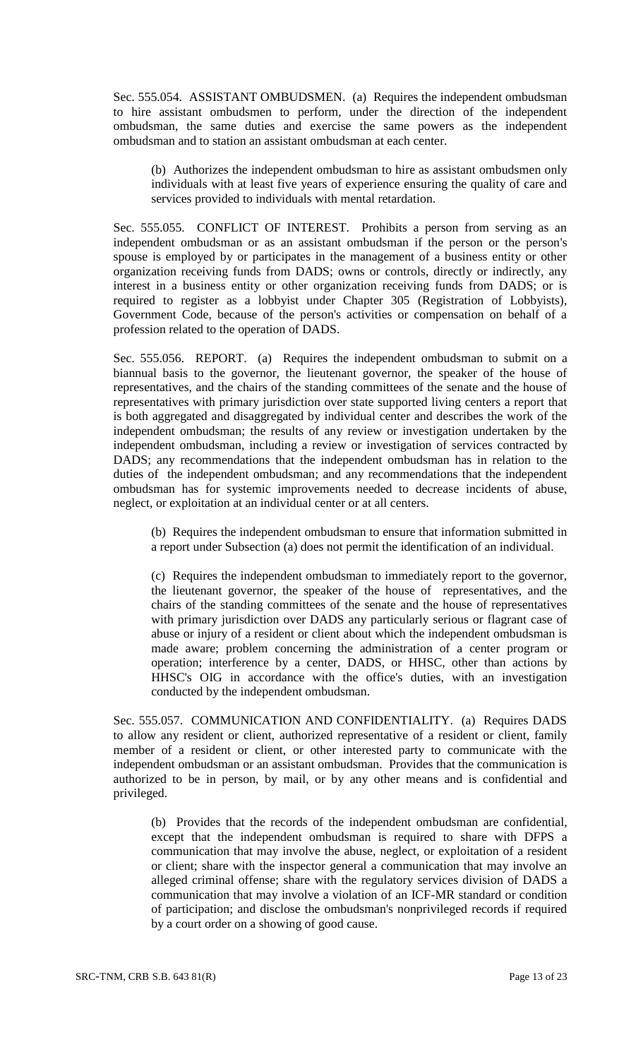Sec. 555.054. ASSISTANT OMBUDSMEN. (a) Requires the independent ombudsman to hire assistant ombudsmen to perform, under the direction of the independent ombudsman, the same duties and exercise the same powers as the independent ombudsman and to station an assistant ombudsman at each center.

(b) Authorizes the independent ombudsman to hire as assistant ombudsmen only individuals with at least five years of experience ensuring the quality of care and services provided to individuals with mental retardation.

Sec. 555.055. CONFLICT OF INTEREST. Prohibits a person from serving as an independent ombudsman or as an assistant ombudsman if the person or the person's spouse is employed by or participates in the management of a business entity or other organization receiving funds from DADS; owns or controls, directly or indirectly, any interest in a business entity or other organization receiving funds from DADS; or is required to register as a lobbyist under Chapter 305 (Registration of Lobbyists), Government Code, because of the person's activities or compensation on behalf of a profession related to the operation of DADS.

Sec. 555.056. REPORT. (a) Requires the independent ombudsman to submit on a biannual basis to the governor, the lieutenant governor, the speaker of the house of representatives, and the chairs of the standing committees of the senate and the house of representatives with primary jurisdiction over state supported living centers a report that is both aggregated and disaggregated by individual center and describes the work of the independent ombudsman; the results of any review or investigation undertaken by the independent ombudsman, including a review or investigation of services contracted by DADS; any recommendations that the independent ombudsman has in relation to the duties of the independent ombudsman; and any recommendations that the independent ombudsman has for systemic improvements needed to decrease incidents of abuse, neglect, or exploitation at an individual center or at all centers.

(b) Requires the independent ombudsman to ensure that information submitted in a report under Subsection (a) does not permit the identification of an individual.

(c) Requires the independent ombudsman to immediately report to the governor, the lieutenant governor, the speaker of the house of representatives, and the chairs of the standing committees of the senate and the house of representatives with primary jurisdiction over DADS any particularly serious or flagrant case of abuse or injury of a resident or client about which the independent ombudsman is made aware; problem concerning the administration of a center program or operation; interference by a center, DADS, or HHSC, other than actions by HHSC's OIG in accordance with the office's duties, with an investigation conducted by the independent ombudsman.

Sec. 555.057. COMMUNICATION AND CONFIDENTIALITY. (a) Requires DADS to allow any resident or client, authorized representative of a resident or client, family member of a resident or client, or other interested party to communicate with the independent ombudsman or an assistant ombudsman. Provides that the communication is authorized to be in person, by mail, or by any other means and is confidential and privileged.

(b) Provides that the records of the independent ombudsman are confidential, except that the independent ombudsman is required to share with DFPS a communication that may involve the abuse, neglect, or exploitation of a resident or client; share with the inspector general a communication that may involve an alleged criminal offense; share with the regulatory services division of DADS a communication that may involve a violation of an ICF-MR standard or condition of participation; and disclose the ombudsman's nonprivileged records if required by a court order on a showing of good cause.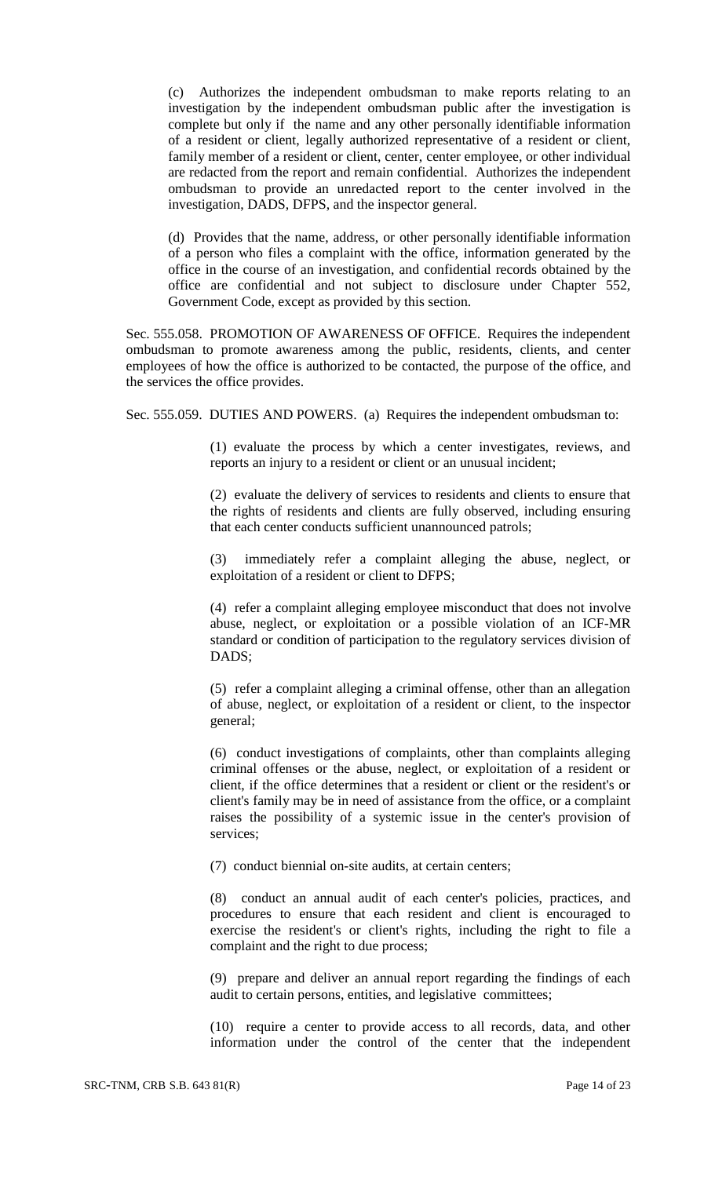(c) Authorizes the independent ombudsman to make reports relating to an investigation by the independent ombudsman public after the investigation is complete but only if the name and any other personally identifiable information of a resident or client, legally authorized representative of a resident or client, family member of a resident or client, center, center employee, or other individual are redacted from the report and remain confidential. Authorizes the independent ombudsman to provide an unredacted report to the center involved in the investigation, DADS, DFPS, and the inspector general.

(d) Provides that the name, address, or other personally identifiable information of a person who files a complaint with the office, information generated by the office in the course of an investigation, and confidential records obtained by the office are confidential and not subject to disclosure under Chapter 552, Government Code, except as provided by this section.

Sec. 555.058. PROMOTION OF AWARENESS OF OFFICE. Requires the independent ombudsman to promote awareness among the public, residents, clients, and center employees of how the office is authorized to be contacted, the purpose of the office, and the services the office provides.

Sec. 555.059. DUTIES AND POWERS. (a) Requires the independent ombudsman to:

(1) evaluate the process by which a center investigates, reviews, and reports an injury to a resident or client or an unusual incident;

(2) evaluate the delivery of services to residents and clients to ensure that the rights of residents and clients are fully observed, including ensuring that each center conducts sufficient unannounced patrols;

(3) immediately refer a complaint alleging the abuse, neglect, or exploitation of a resident or client to DFPS;

(4) refer a complaint alleging employee misconduct that does not involve abuse, neglect, or exploitation or a possible violation of an ICF-MR standard or condition of participation to the regulatory services division of DADS;

(5) refer a complaint alleging a criminal offense, other than an allegation of abuse, neglect, or exploitation of a resident or client, to the inspector general;

(6) conduct investigations of complaints, other than complaints alleging criminal offenses or the abuse, neglect, or exploitation of a resident or client, if the office determines that a resident or client or the resident's or client's family may be in need of assistance from the office, or a complaint raises the possibility of a systemic issue in the center's provision of services;

(7) conduct biennial on-site audits, at certain centers;

(8) conduct an annual audit of each center's policies, practices, and procedures to ensure that each resident and client is encouraged to exercise the resident's or client's rights, including the right to file a complaint and the right to due process;

(9) prepare and deliver an annual report regarding the findings of each audit to certain persons, entities, and legislative committees;

(10) require a center to provide access to all records, data, and other information under the control of the center that the independent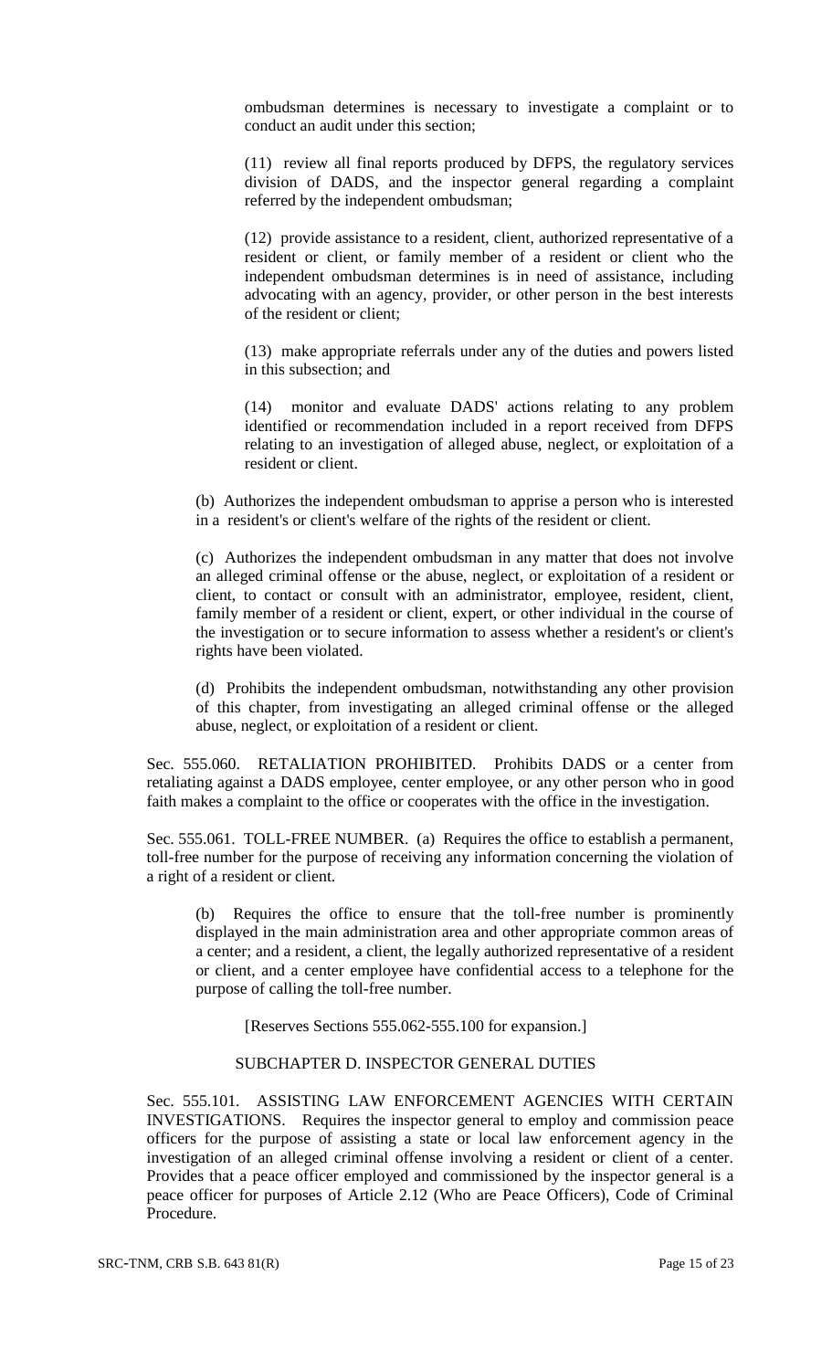ombudsman determines is necessary to investigate a complaint or to conduct an audit under this section;

(11) review all final reports produced by DFPS, the regulatory services division of DADS, and the inspector general regarding a complaint referred by the independent ombudsman;

(12) provide assistance to a resident, client, authorized representative of a resident or client, or family member of a resident or client who the independent ombudsman determines is in need of assistance, including advocating with an agency, provider, or other person in the best interests of the resident or client;

(13) make appropriate referrals under any of the duties and powers listed in this subsection; and

(14) monitor and evaluate DADS' actions relating to any problem identified or recommendation included in a report received from DFPS relating to an investigation of alleged abuse, neglect, or exploitation of a resident or client.

(b) Authorizes the independent ombudsman to apprise a person who is interested in a resident's or client's welfare of the rights of the resident or client.

(c) Authorizes the independent ombudsman in any matter that does not involve an alleged criminal offense or the abuse, neglect, or exploitation of a resident or client, to contact or consult with an administrator, employee, resident, client, family member of a resident or client, expert, or other individual in the course of the investigation or to secure information to assess whether a resident's or client's rights have been violated.

(d) Prohibits the independent ombudsman, notwithstanding any other provision of this chapter, from investigating an alleged criminal offense or the alleged abuse, neglect, or exploitation of a resident or client.

Sec. 555.060. RETALIATION PROHIBITED. Prohibits DADS or a center from retaliating against a DADS employee, center employee, or any other person who in good faith makes a complaint to the office or cooperates with the office in the investigation.

Sec. 555.061. TOLL-FREE NUMBER. (a) Requires the office to establish a permanent, toll-free number for the purpose of receiving any information concerning the violation of a right of a resident or client.

(b) Requires the office to ensure that the toll-free number is prominently displayed in the main administration area and other appropriate common areas of a center; and a resident, a client, the legally authorized representative of a resident or client, and a center employee have confidential access to a telephone for the purpose of calling the toll-free number.

[Reserves Sections 555.062-555.100 for expansion.]

SUBCHAPTER D. INSPECTOR GENERAL DUTIES

Sec. 555.101. ASSISTING LAW ENFORCEMENT AGENCIES WITH CERTAIN INVESTIGATIONS. Requires the inspector general to employ and commission peace officers for the purpose of assisting a state or local law enforcement agency in the investigation of an alleged criminal offense involving a resident or client of a center. Provides that a peace officer employed and commissioned by the inspector general is a peace officer for purposes of Article 2.12 (Who are Peace Officers), Code of Criminal Procedure.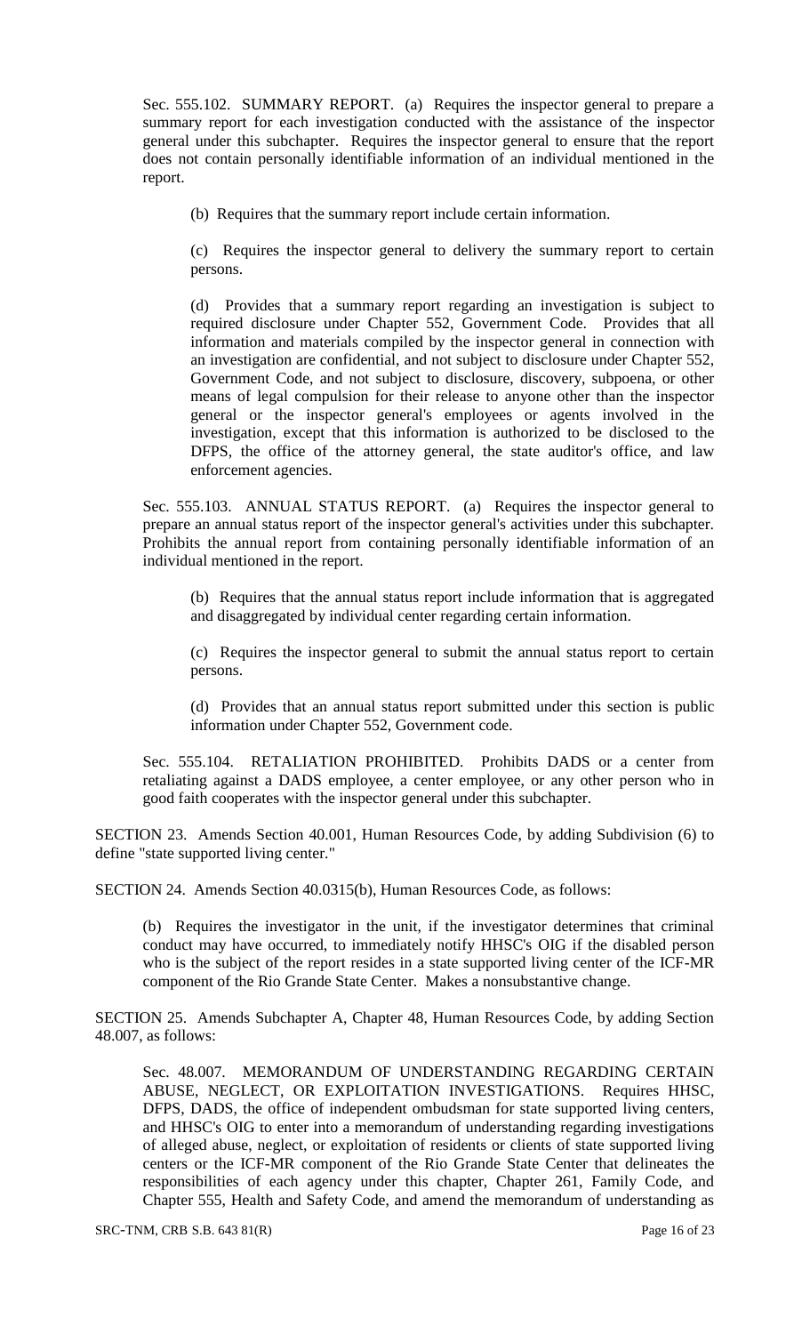Sec. 555.102. SUMMARY REPORT. (a) Requires the inspector general to prepare a summary report for each investigation conducted with the assistance of the inspector general under this subchapter. Requires the inspector general to ensure that the report does not contain personally identifiable information of an individual mentioned in the report.

(b) Requires that the summary report include certain information.

(c) Requires the inspector general to delivery the summary report to certain persons.

(d) Provides that a summary report regarding an investigation is subject to required disclosure under Chapter 552, Government Code. Provides that all information and materials compiled by the inspector general in connection with an investigation are confidential, and not subject to disclosure under Chapter 552, Government Code, and not subject to disclosure, discovery, subpoena, or other means of legal compulsion for their release to anyone other than the inspector general or the inspector general's employees or agents involved in the investigation, except that this information is authorized to be disclosed to the DFPS, the office of the attorney general, the state auditor's office, and law enforcement agencies.

Sec. 555.103. ANNUAL STATUS REPORT. (a) Requires the inspector general to prepare an annual status report of the inspector general's activities under this subchapter. Prohibits the annual report from containing personally identifiable information of an individual mentioned in the report.

(b) Requires that the annual status report include information that is aggregated and disaggregated by individual center regarding certain information.

(c) Requires the inspector general to submit the annual status report to certain persons.

(d) Provides that an annual status report submitted under this section is public information under Chapter 552, Government code.

Sec. 555.104. RETALIATION PROHIBITED. Prohibits DADS or a center from retaliating against a DADS employee, a center employee, or any other person who in good faith cooperates with the inspector general under this subchapter.

SECTION 23. Amends Section 40.001, Human Resources Code, by adding Subdivision (6) to define "state supported living center."

SECTION 24. Amends Section 40.0315(b), Human Resources Code, as follows:

(b) Requires the investigator in the unit, if the investigator determines that criminal conduct may have occurred, to immediately notify HHSC's OIG if the disabled person who is the subject of the report resides in a state supported living center of the ICF-MR component of the Rio Grande State Center. Makes a nonsubstantive change.

SECTION 25. Amends Subchapter A, Chapter 48, Human Resources Code, by adding Section 48.007, as follows:

Sec. 48.007. MEMORANDUM OF UNDERSTANDING REGARDING CERTAIN ABUSE, NEGLECT, OR EXPLOITATION INVESTIGATIONS. Requires HHSC, DFPS, DADS, the office of independent ombudsman for state supported living centers, and HHSC's OIG to enter into a memorandum of understanding regarding investigations of alleged abuse, neglect, or exploitation of residents or clients of state supported living centers or the ICF-MR component of the Rio Grande State Center that delineates the responsibilities of each agency under this chapter, Chapter 261, Family Code, and Chapter 555, Health and Safety Code, and amend the memorandum of understanding as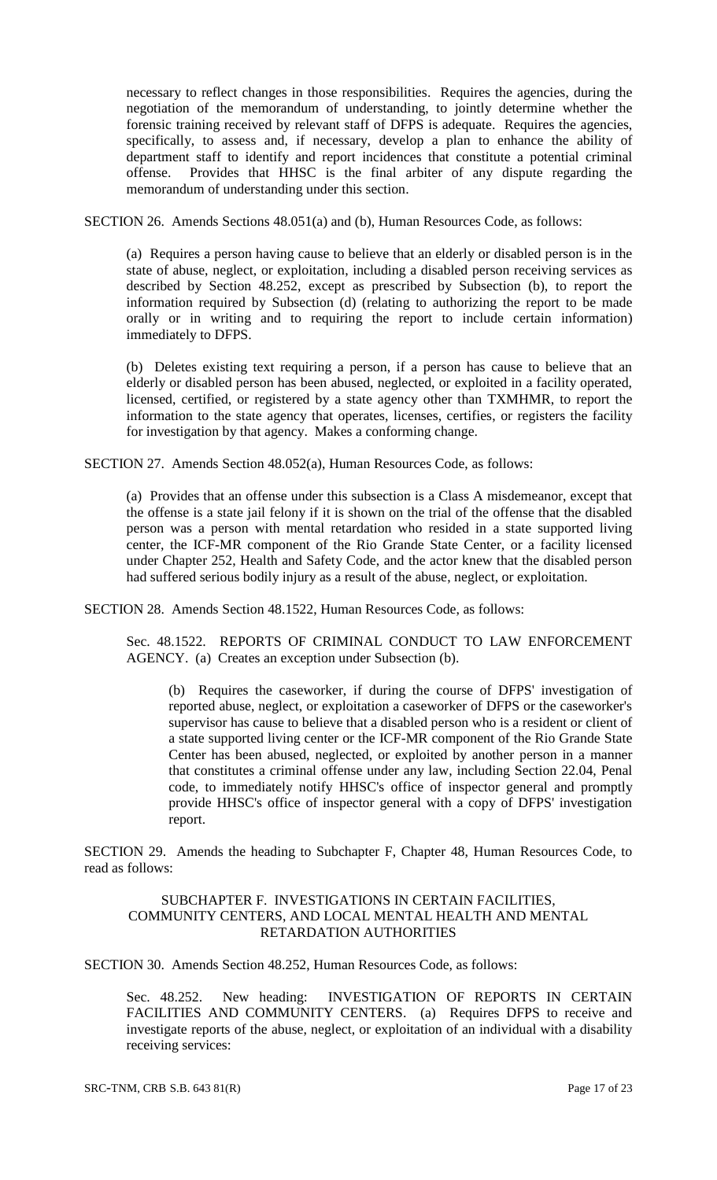necessary to reflect changes in those responsibilities. Requires the agencies, during the negotiation of the memorandum of understanding, to jointly determine whether the forensic training received by relevant staff of DFPS is adequate. Requires the agencies, specifically, to assess and, if necessary, develop a plan to enhance the ability of department staff to identify and report incidences that constitute a potential criminal offense. Provides that HHSC is the final arbiter of any dispute regarding the memorandum of understanding under this section.

SECTION 26. Amends Sections 48.051(a) and (b), Human Resources Code, as follows:

> (a) Requires a person having cause to believe that an elderly or disabled person is in the state of abuse, neglect, or exploitation, including a disabled person receiving services as described by Section 48.252, except as prescribed by Subsection (b), to report the information required by Subsection (d) (relating to authorizing the report to be made orally or in writing and to requiring the report to include certain information) immediately to DFPS.
>
> (b) Deletes existing text requiring a person, if a person has cause to believe that an elderly or disabled person has been abused, neglected, or exploited in a facility operated, licensed, certified, or registered by a state agency other than TXMHMR, to report the information to the state agency that operates, licenses, certifies, or registers the facility for investigation by that agency. Makes a conforming change.

SECTION 27. Amends Section 48.052(a), Human Resources Code, as follows:

> (a) Provides that an offense under this subsection is a Class A misdemeanor, except that the offense is a state jail felony if it is shown on the trial of the offense that the disabled person was a person with mental retardation who resided in a state supported living center, the ICF-MR component of the Rio Grande State Center, or a facility licensed under Chapter 252, Health and Safety Code, and the actor knew that the disabled person had suffered serious bodily injury as a result of the abuse, neglect, or exploitation.

SECTION 28. Amends Section 48.1522, Human Resources Code, as follows:

> Sec. 48.1522. REPORTS OF CRIMINAL CONDUCT TO LAW ENFORCEMENT AGENCY. (a) Creates an exception under Subsection (b).
>
> > (b) Requires the caseworker, if during the course of DFPS' investigation of reported abuse, neglect, or exploitation a caseworker of DFPS or the caseworker's supervisor has cause to believe that a disabled person who is a resident or client of a state supported living center or the ICF-MR component of the Rio Grande State Center has been abused, neglected, or exploited by another person in a manner that constitutes a criminal offense under any law, including Section 22.04, Penal code, to immediately notify HHSC's office of inspector general and promptly provide HHSC's office of inspector general with a copy of DFPS' investigation report.

SECTION 29. Amends the heading to Subchapter F, Chapter 48, Human Resources Code, to read as follows:

SUBCHAPTER F. INVESTIGATIONS IN CERTAIN FACILITIES, COMMUNITY CENTERS, AND LOCAL MENTAL HEALTH AND MENTAL RETARDATION AUTHORITIES

SECTION 30. Amends Section 48.252, Human Resources Code, as follows:

> Sec. 48.252. New heading: INVESTIGATION OF REPORTS IN CERTAIN FACILITIES AND COMMUNITY CENTERS. (a) Requires DFPS to receive and investigate reports of the abuse, neglect, or exploitation of an individual with a disability receiving services: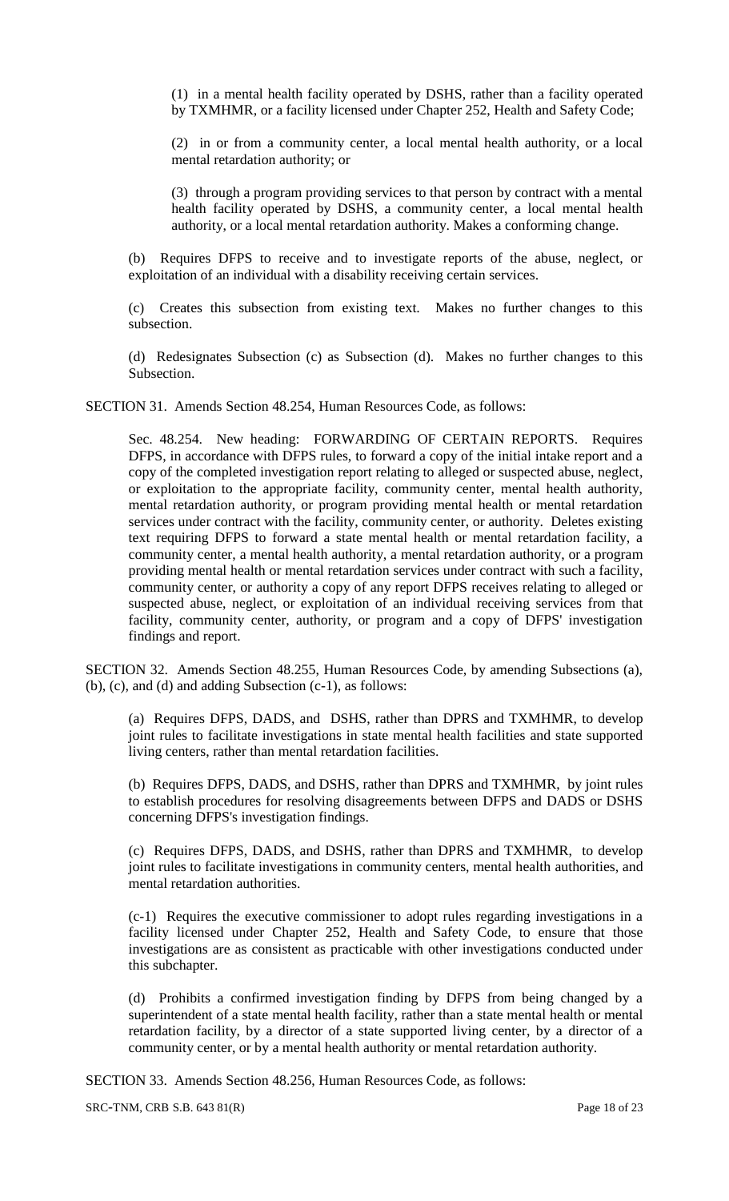(1) in a mental health facility operated by DSHS, rather than a facility operated by TXMHMR, or a facility licensed under Chapter 252, Health and Safety Code;

(2) in or from a community center, a local mental health authority, or a local mental retardation authority; or

(3) through a program providing services to that person by contract with a mental health facility operated by DSHS, a community center, a local mental health authority, or a local mental retardation authority. Makes a conforming change.

(b) Requires DFPS to receive and to investigate reports of the abuse, neglect, or exploitation of an individual with a disability receiving certain services.

(c) Creates this subsection from existing text. Makes no further changes to this subsection.

(d) Redesignates Subsection (c) as Subsection (d). Makes no further changes to this Subsection.

SECTION 31. Amends Section 48.254, Human Resources Code, as follows:

Sec. 48.254. New heading: FORWARDING OF CERTAIN REPORTS. Requires DFPS, in accordance with DFPS rules, to forward a copy of the initial intake report and a copy of the completed investigation report relating to alleged or suspected abuse, neglect, or exploitation to the appropriate facility, community center, mental health authority, mental retardation authority, or program providing mental health or mental retardation services under contract with the facility, community center, or authority. Deletes existing text requiring DFPS to forward a state mental health or mental retardation facility, a community center, a mental health authority, a mental retardation authority, or a program providing mental health or mental retardation services under contract with such a facility, community center, or authority a copy of any report DFPS receives relating to alleged or suspected abuse, neglect, or exploitation of an individual receiving services from that facility, community center, authority, or program and a copy of DFPS' investigation findings and report.

SECTION 32. Amends Section 48.255, Human Resources Code, by amending Subsections (a), (b), (c), and (d) and adding Subsection (c-1), as follows:

(a) Requires DFPS, DADS, and DSHS, rather than DPRS and TXMHMR, to develop joint rules to facilitate investigations in state mental health facilities and state supported living centers, rather than mental retardation facilities.

(b) Requires DFPS, DADS, and DSHS, rather than DPRS and TXMHMR, by joint rules to establish procedures for resolving disagreements between DFPS and DADS or DSHS concerning DFPS's investigation findings.

(c) Requires DFPS, DADS, and DSHS, rather than DPRS and TXMHMR, to develop joint rules to facilitate investigations in community centers, mental health authorities, and mental retardation authorities.

(c-1) Requires the executive commissioner to adopt rules regarding investigations in a facility licensed under Chapter 252, Health and Safety Code, to ensure that those investigations are as consistent as practicable with other investigations conducted under this subchapter.

(d) Prohibits a confirmed investigation finding by DFPS from being changed by a superintendent of a state mental health facility, rather than a state mental health or mental retardation facility, by a director of a state supported living center, by a director of a community center, or by a mental health authority or mental retardation authority.

SECTION 33. Amends Section 48.256, Human Resources Code, as follows: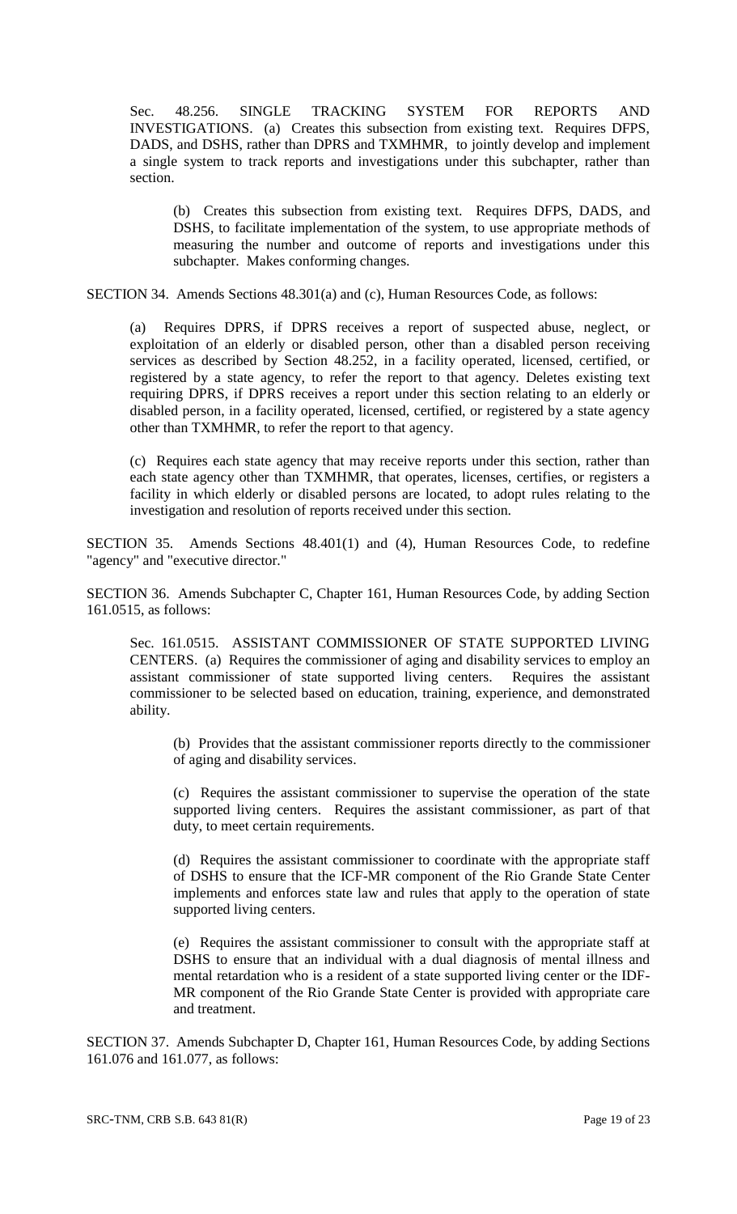Sec. 48.256. SINGLE TRACKING SYSTEM FOR REPORTS AND INVESTIGATIONS. (a) Creates this subsection from existing text. Requires DFPS, DADS, and DSHS, rather than DPRS and TXMHMR, to jointly develop and implement a single system to track reports and investigations under this subchapter, rather than section.

(b) Creates this subsection from existing text. Requires DFPS, DADS, and DSHS, to facilitate implementation of the system, to use appropriate methods of measuring the number and outcome of reports and investigations under this subchapter. Makes conforming changes.

SECTION 34. Amends Sections 48.301(a) and (c), Human Resources Code, as follows:

(a) Requires DPRS, if DPRS receives a report of suspected abuse, neglect, or exploitation of an elderly or disabled person, other than a disabled person receiving services as described by Section 48.252, in a facility operated, licensed, certified, or registered by a state agency, to refer the report to that agency. Deletes existing text requiring DPRS, if DPRS receives a report under this section relating to an elderly or disabled person, in a facility operated, licensed, certified, or registered by a state agency other than TXMHMR, to refer the report to that agency.

(c) Requires each state agency that may receive reports under this section, rather than each state agency other than TXMHMR, that operates, licenses, certifies, or registers a facility in which elderly or disabled persons are located, to adopt rules relating to the investigation and resolution of reports received under this section.

SECTION 35. Amends Sections 48.401(1) and (4), Human Resources Code, to redefine "agency" and "executive director."

SECTION 36. Amends Subchapter C, Chapter 161, Human Resources Code, by adding Section 161.0515, as follows:

Sec. 161.0515. ASSISTANT COMMISSIONER OF STATE SUPPORTED LIVING CENTERS. (a) Requires the commissioner of aging and disability services to employ an assistant commissioner of state supported living centers. Requires the assistant commissioner to be selected based on education, training, experience, and demonstrated ability.

(b) Provides that the assistant commissioner reports directly to the commissioner of aging and disability services.

(c) Requires the assistant commissioner to supervise the operation of the state supported living centers. Requires the assistant commissioner, as part of that duty, to meet certain requirements.

(d) Requires the assistant commissioner to coordinate with the appropriate staff of DSHS to ensure that the ICF-MR component of the Rio Grande State Center implements and enforces state law and rules that apply to the operation of state supported living centers.

(e) Requires the assistant commissioner to consult with the appropriate staff at DSHS to ensure that an individual with a dual diagnosis of mental illness and mental retardation who is a resident of a state supported living center or the IDF-MR component of the Rio Grande State Center is provided with appropriate care and treatment.

SECTION 37. Amends Subchapter D, Chapter 161, Human Resources Code, by adding Sections 161.076 and 161.077, as follows: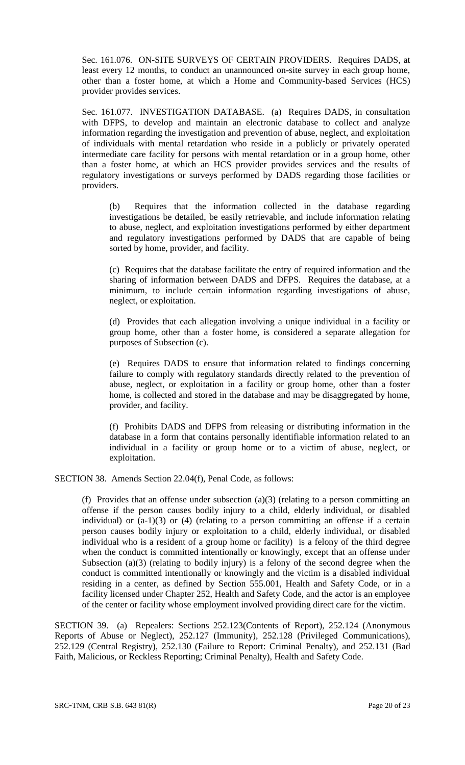Sec. 161.076. ON-SITE SURVEYS OF CERTAIN PROVIDERS. Requires DADS, at least every 12 months, to conduct an unannounced on-site survey in each group home, other than a foster home, at which a Home and Community-based Services (HCS) provider provides services.

Sec. 161.077. INVESTIGATION DATABASE. (a) Requires DADS, in consultation with DFPS, to develop and maintain an electronic database to collect and analyze information regarding the investigation and prevention of abuse, neglect, and exploitation of individuals with mental retardation who reside in a publicly or privately operated intermediate care facility for persons with mental retardation or in a group home, other than a foster home, at which an HCS provider provides services and the results of regulatory investigations or surveys performed by DADS regarding those facilities or providers.

(b) Requires that the information collected in the database regarding investigations be detailed, be easily retrievable, and include information relating to abuse, neglect, and exploitation investigations performed by either department and regulatory investigations performed by DADS that are capable of being sorted by home, provider, and facility.

(c) Requires that the database facilitate the entry of required information and the sharing of information between DADS and DFPS. Requires the database, at a minimum, to include certain information regarding investigations of abuse, neglect, or exploitation.

(d) Provides that each allegation involving a unique individual in a facility or group home, other than a foster home, is considered a separate allegation for purposes of Subsection (c).

(e) Requires DADS to ensure that information related to findings concerning failure to comply with regulatory standards directly related to the prevention of abuse, neglect, or exploitation in a facility or group home, other than a foster home, is collected and stored in the database and may be disaggregated by home, provider, and facility.

(f) Prohibits DADS and DFPS from releasing or distributing information in the database in a form that contains personally identifiable information related to an individual in a facility or group home or to a victim of abuse, neglect, or exploitation.

SECTION 38. Amends Section 22.04(f), Penal Code, as follows:

(f) Provides that an offense under subsection (a)(3) (relating to a person committing an offense if the person causes bodily injury to a child, elderly individual, or disabled individual) or (a-1)(3) or (4) (relating to a person committing an offense if a certain person causes bodily injury or exploitation to a child, elderly individual, or disabled individual who is a resident of a group home or facility) is a felony of the third degree when the conduct is committed intentionally or knowingly, except that an offense under Subsection (a)(3) (relating to bodily injury) is a felony of the second degree when the conduct is committed intentionally or knowingly and the victim is a disabled individual residing in a center, as defined by Section 555.001, Health and Safety Code, or in a facility licensed under Chapter 252, Health and Safety Code, and the actor is an employee of the center or facility whose employment involved providing direct care for the victim.

SECTION 39. (a) Repealers: Sections 252.123(Contents of Report), 252.124 (Anonymous Reports of Abuse or Neglect), 252.127 (Immunity), 252.128 (Privileged Communications), 252.129 (Central Registry), 252.130 (Failure to Report: Criminal Penalty), and 252.131 (Bad Faith, Malicious, or Reckless Reporting; Criminal Penalty), Health and Safety Code.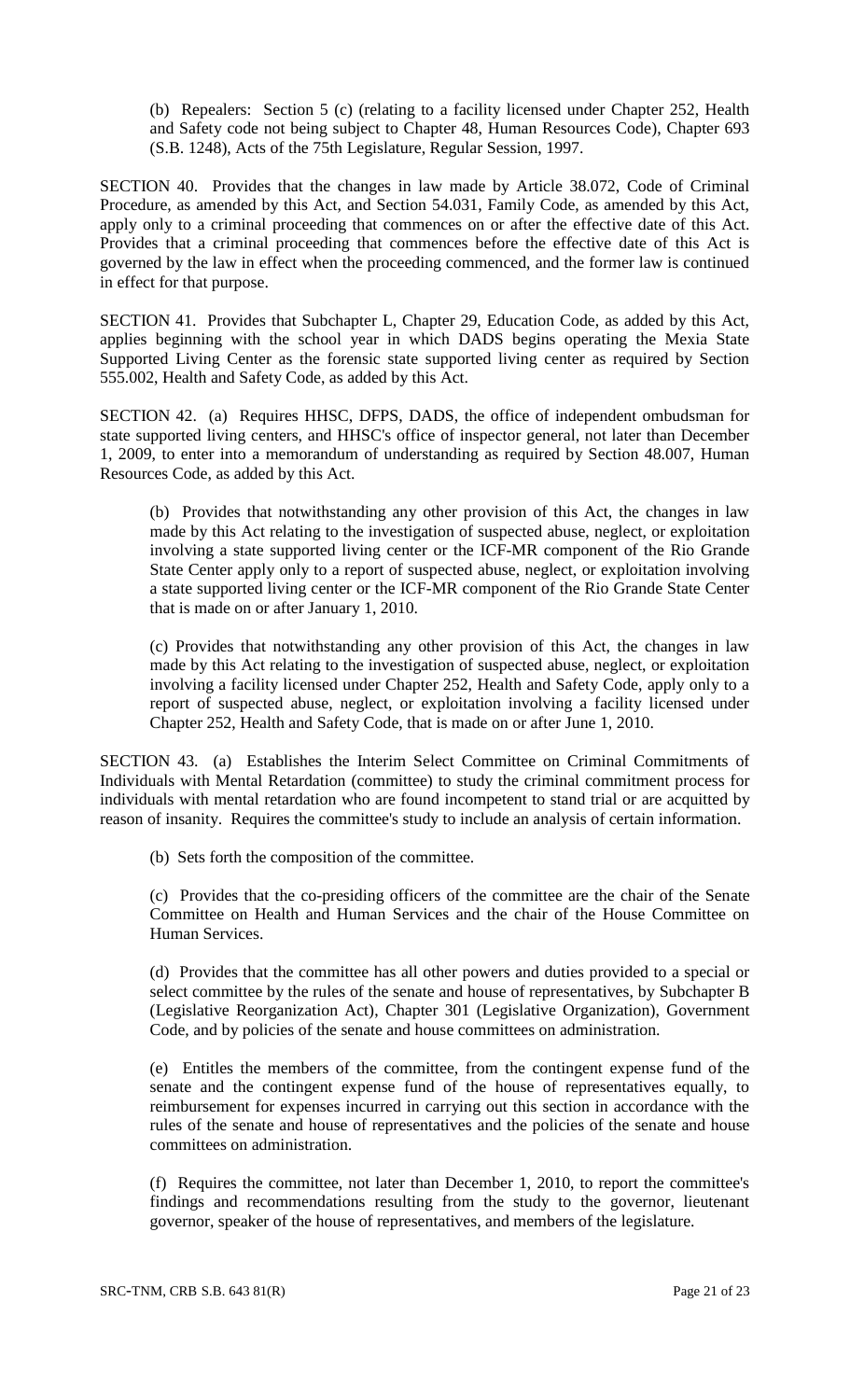(b) Repealers: Section 5 (c) (relating to a facility licensed under Chapter 252, Health and Safety code not being subject to Chapter 48, Human Resources Code), Chapter 693 (S.B. 1248), Acts of the 75th Legislature, Regular Session, 1997.

SECTION 40. Provides that the changes in law made by Article 38.072, Code of Criminal Procedure, as amended by this Act, and Section 54.031, Family Code, as amended by this Act, apply only to a criminal proceeding that commences on or after the effective date of this Act. Provides that a criminal proceeding that commences before the effective date of this Act is governed by the law in effect when the proceeding commenced, and the former law is continued in effect for that purpose.

SECTION 41. Provides that Subchapter L, Chapter 29, Education Code, as added by this Act, applies beginning with the school year in which DADS begins operating the Mexia State Supported Living Center as the forensic state supported living center as required by Section 555.002, Health and Safety Code, as added by this Act.

SECTION 42. (a) Requires HHSC, DFPS, DADS, the office of independent ombudsman for state supported living centers, and HHSC's office of inspector general, not later than December 1, 2009, to enter into a memorandum of understanding as required by Section 48.007, Human Resources Code, as added by this Act.

(b) Provides that notwithstanding any other provision of this Act, the changes in law made by this Act relating to the investigation of suspected abuse, neglect, or exploitation involving a state supported living center or the ICF-MR component of the Rio Grande State Center apply only to a report of suspected abuse, neglect, or exploitation involving a state supported living center or the ICF-MR component of the Rio Grande State Center that is made on or after January 1, 2010.

(c) Provides that notwithstanding any other provision of this Act, the changes in law made by this Act relating to the investigation of suspected abuse, neglect, or exploitation involving a facility licensed under Chapter 252, Health and Safety Code, apply only to a report of suspected abuse, neglect, or exploitation involving a facility licensed under Chapter 252, Health and Safety Code, that is made on or after June 1, 2010.

SECTION 43. (a) Establishes the Interim Select Committee on Criminal Commitments of Individuals with Mental Retardation (committee) to study the criminal commitment process for individuals with mental retardation who are found incompetent to stand trial or are acquitted by reason of insanity. Requires the committee's study to include an analysis of certain information.

(b) Sets forth the composition of the committee.

(c) Provides that the co-presiding officers of the committee are the chair of the Senate Committee on Health and Human Services and the chair of the House Committee on Human Services.

(d) Provides that the committee has all other powers and duties provided to a special or select committee by the rules of the senate and house of representatives, by Subchapter B (Legislative Reorganization Act), Chapter 301 (Legislative Organization), Government Code, and by policies of the senate and house committees on administration.

(e) Entitles the members of the committee, from the contingent expense fund of the senate and the contingent expense fund of the house of representatives equally, to reimbursement for expenses incurred in carrying out this section in accordance with the rules of the senate and house of representatives and the policies of the senate and house committees on administration.

(f) Requires the committee, not later than December 1, 2010, to report the committee's findings and recommendations resulting from the study to the governor, lieutenant governor, speaker of the house of representatives, and members of the legislature.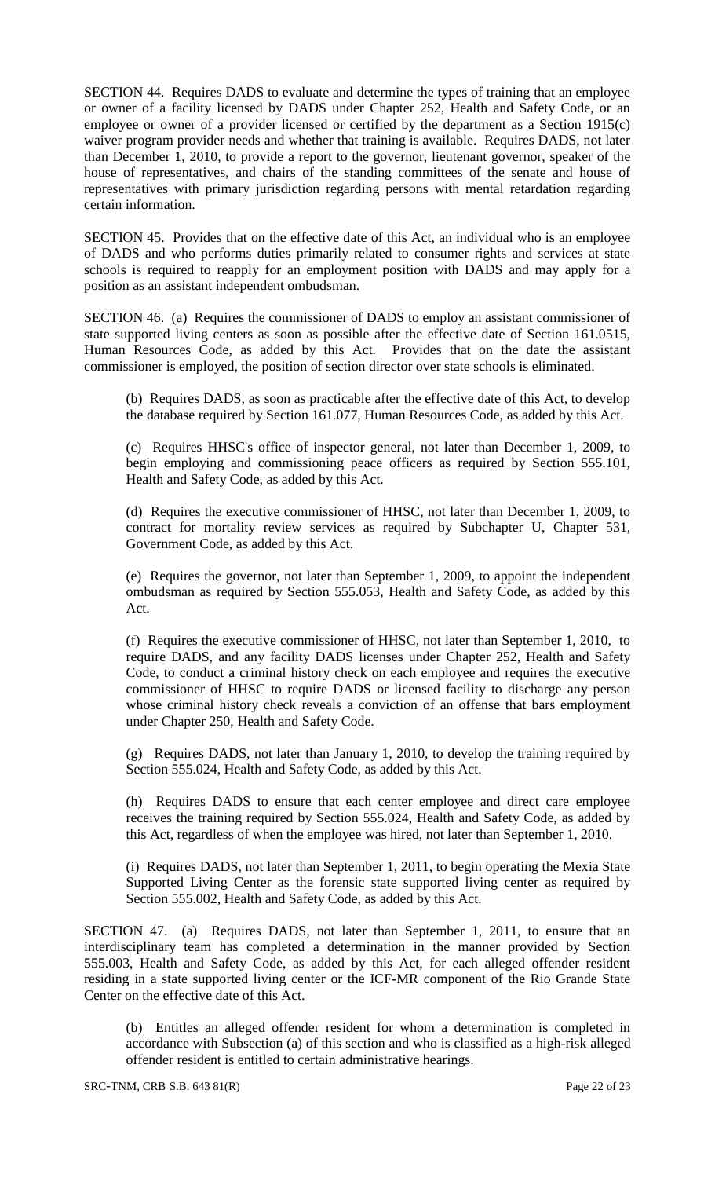SECTION 44. Requires DADS to evaluate and determine the types of training that an employee or owner of a facility licensed by DADS under Chapter 252, Health and Safety Code, or an employee or owner of a provider licensed or certified by the department as a Section 1915(c) waiver program provider needs and whether that training is available. Requires DADS, not later than December 1, 2010, to provide a report to the governor, lieutenant governor, speaker of the house of representatives, and chairs of the standing committees of the senate and house of representatives with primary jurisdiction regarding persons with mental retardation regarding certain information.

SECTION 45. Provides that on the effective date of this Act, an individual who is an employee of DADS and who performs duties primarily related to consumer rights and services at state schools is required to reapply for an employment position with DADS and may apply for a position as an assistant independent ombudsman.

SECTION 46. (a) Requires the commissioner of DADS to employ an assistant commissioner of state supported living centers as soon as possible after the effective date of Section 161.0515, Human Resources Code, as added by this Act. Provides that on the date the assistant commissioner is employed, the position of section director over state schools is eliminated.

(b) Requires DADS, as soon as practicable after the effective date of this Act, to develop the database required by Section 161.077, Human Resources Code, as added by this Act.

(c) Requires HHSC's office of inspector general, not later than December 1, 2009, to begin employing and commissioning peace officers as required by Section 555.101, Health and Safety Code, as added by this Act.

(d) Requires the executive commissioner of HHSC, not later than December 1, 2009, to contract for mortality review services as required by Subchapter U, Chapter 531, Government Code, as added by this Act.

(e) Requires the governor, not later than September 1, 2009, to appoint the independent ombudsman as required by Section 555.053, Health and Safety Code, as added by this Act.

(f) Requires the executive commissioner of HHSC, not later than September 1, 2010, to require DADS, and any facility DADS licenses under Chapter 252, Health and Safety Code, to conduct a criminal history check on each employee and requires the executive commissioner of HHSC to require DADS or licensed facility to discharge any person whose criminal history check reveals a conviction of an offense that bars employment under Chapter 250, Health and Safety Code.

(g) Requires DADS, not later than January 1, 2010, to develop the training required by Section 555.024, Health and Safety Code, as added by this Act.

(h) Requires DADS to ensure that each center employee and direct care employee receives the training required by Section 555.024, Health and Safety Code, as added by this Act, regardless of when the employee was hired, not later than September 1, 2010.

(i) Requires DADS, not later than September 1, 2011, to begin operating the Mexia State Supported Living Center as the forensic state supported living center as required by Section 555.002, Health and Safety Code, as added by this Act.

SECTION 47. (a) Requires DADS, not later than September 1, 2011, to ensure that an interdisciplinary team has completed a determination in the manner provided by Section 555.003, Health and Safety Code, as added by this Act, for each alleged offender resident residing in a state supported living center or the ICF-MR component of the Rio Grande State Center on the effective date of this Act.

(b) Entitles an alleged offender resident for whom a determination is completed in accordance with Subsection (a) of this section and who is classified as a high-risk alleged offender resident is entitled to certain administrative hearings.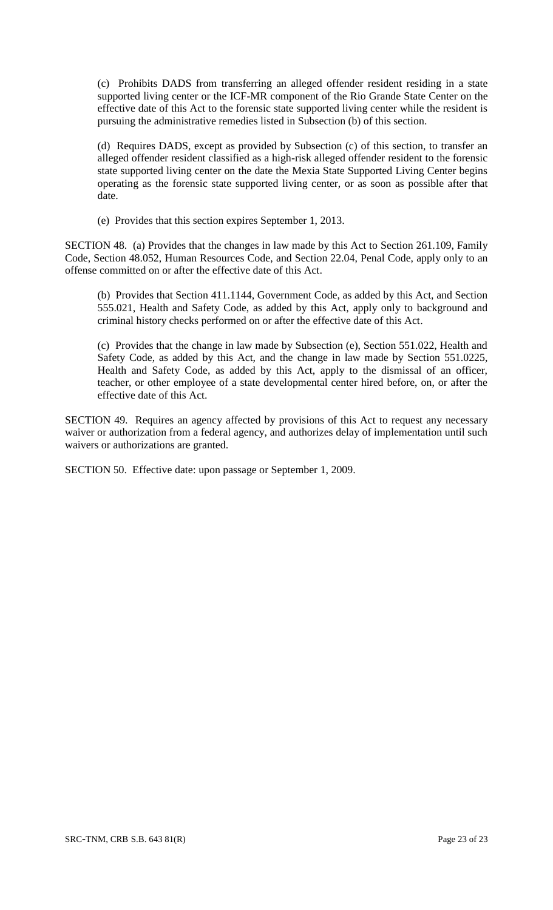(c) Prohibits DADS from transferring an alleged offender resident residing in a state supported living center or the ICF-MR component of the Rio Grande State Center on the effective date of this Act to the forensic state supported living center while the resident is pursuing the administrative remedies listed in Subsection (b) of this section.

(d) Requires DADS, except as provided by Subsection (c) of this section, to transfer an alleged offender resident classified as a high-risk alleged offender resident to the forensic state supported living center on the date the Mexia State Supported Living Center begins operating as the forensic state supported living center, or as soon as possible after that date.

(e) Provides that this section expires September 1, 2013.

SECTION 48. (a) Provides that the changes in law made by this Act to Section 261.109, Family Code, Section 48.052, Human Resources Code, and Section 22.04, Penal Code, apply only to an offense committed on or after the effective date of this Act.

(b) Provides that Section 411.1144, Government Code, as added by this Act, and Section 555.021, Health and Safety Code, as added by this Act, apply only to background and criminal history checks performed on or after the effective date of this Act.

(c) Provides that the change in law made by Subsection (e), Section 551.022, Health and Safety Code, as added by this Act, and the change in law made by Section 551.0225, Health and Safety Code, as added by this Act, apply to the dismissal of an officer, teacher, or other employee of a state developmental center hired before, on, or after the effective date of this Act.

SECTION 49. Requires an agency affected by provisions of this Act to request any necessary waiver or authorization from a federal agency, and authorizes delay of implementation until such waivers or authorizations are granted.

SECTION 50. Effective date: upon passage or September 1, 2009.